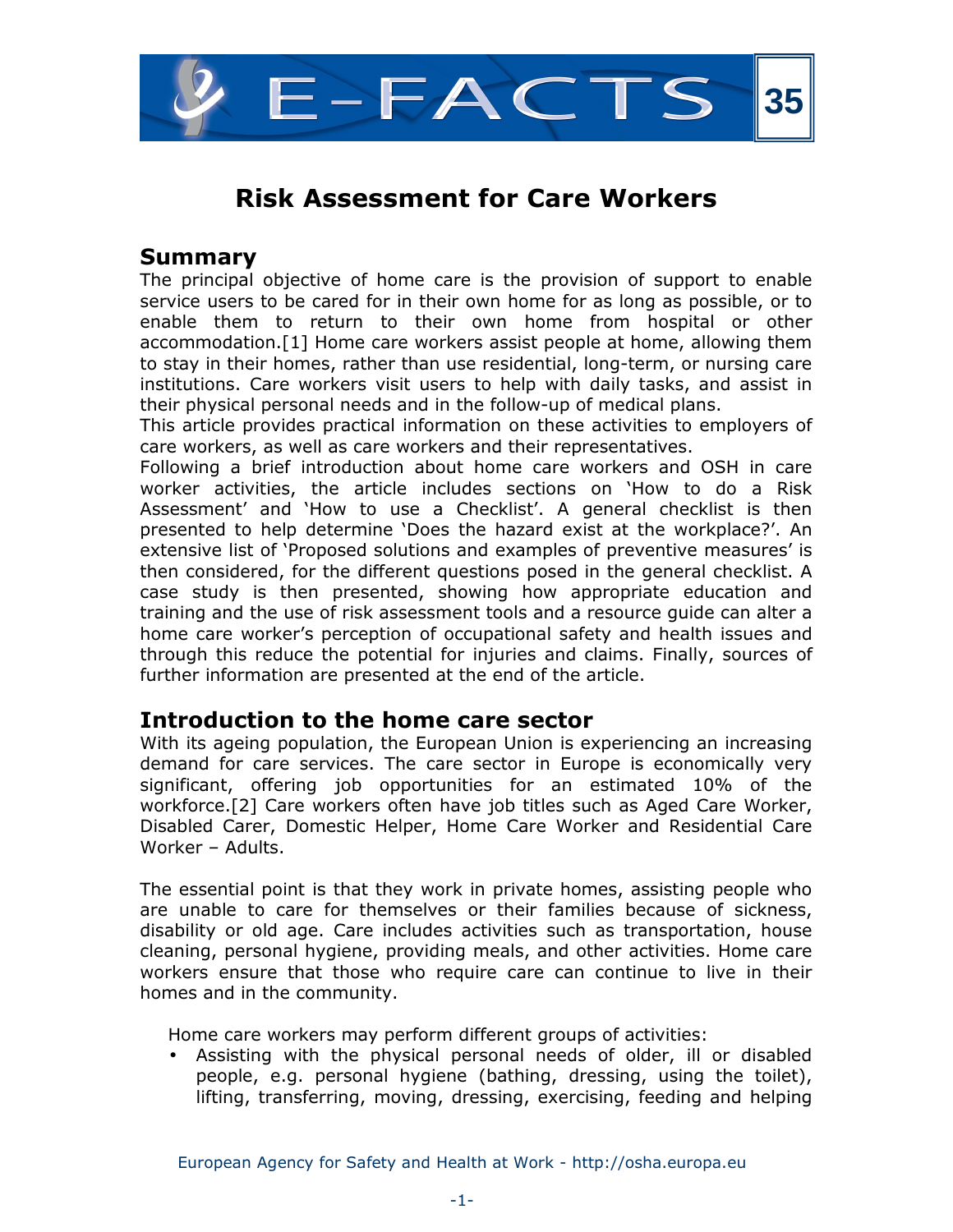# E-FACTS 35

# Risk Assessment for Care Workers

## Summary

The principal objective of home care is the provision of support to enable service users to be cared for in their own home for as long as possible, or to enable them to return to their own home from hospital or other accommodation.[1] Home care workers assist people at home, allowing them to stay in their homes, rather than use residential, long-term, or nursing care institutions. Care workers visit users to help with daily tasks, and assist in their physical personal needs and in the follow-up of medical plans.

This article provides practical information on these activities to employers of care workers, as well as care workers and their representatives.

Following a brief introduction about home care workers and OSH in care worker activities, the article includes sections on 'How to do a Risk Assessment' and 'How to use a Checklist'. A general checklist is then presented to help determine 'Does the hazard exist at the workplace?'. An extensive list of 'Proposed solutions and examples of preventive measures' is then considered, for the different questions posed in the general checklist. A case study is then presented, showing how appropriate education and training and the use of risk assessment tools and a resource guide can alter a home care worker's perception of occupational safety and health issues and through this reduce the potential for injuries and claims. Finally, sources of further information are presented at the end of the article.

## Introduction to the home care sector

With its ageing population, the European Union is experiencing an increasing demand for care services. The care sector in Europe is economically very significant, offering job opportunities for an estimated 10% of the workforce.[2] Care workers often have job titles such as Aged Care Worker, Disabled Carer, Domestic Helper, Home Care Worker and Residential Care Worker – Adults.

The essential point is that they work in private homes, assisting people who are unable to care for themselves or their families because of sickness, disability or old age. Care includes activities such as transportation, house cleaning, personal hygiene, providing meals, and other activities. Home care workers ensure that those who require care can continue to live in their homes and in the community.

Home care workers may perform different groups of activities:

- Assisting with the physical personal needs of older, ill or disabled people, e.g. personal hygiene (bathing, dressing, using the toilet), lifting, transferring, moving, dressing, exercising, feeding and helping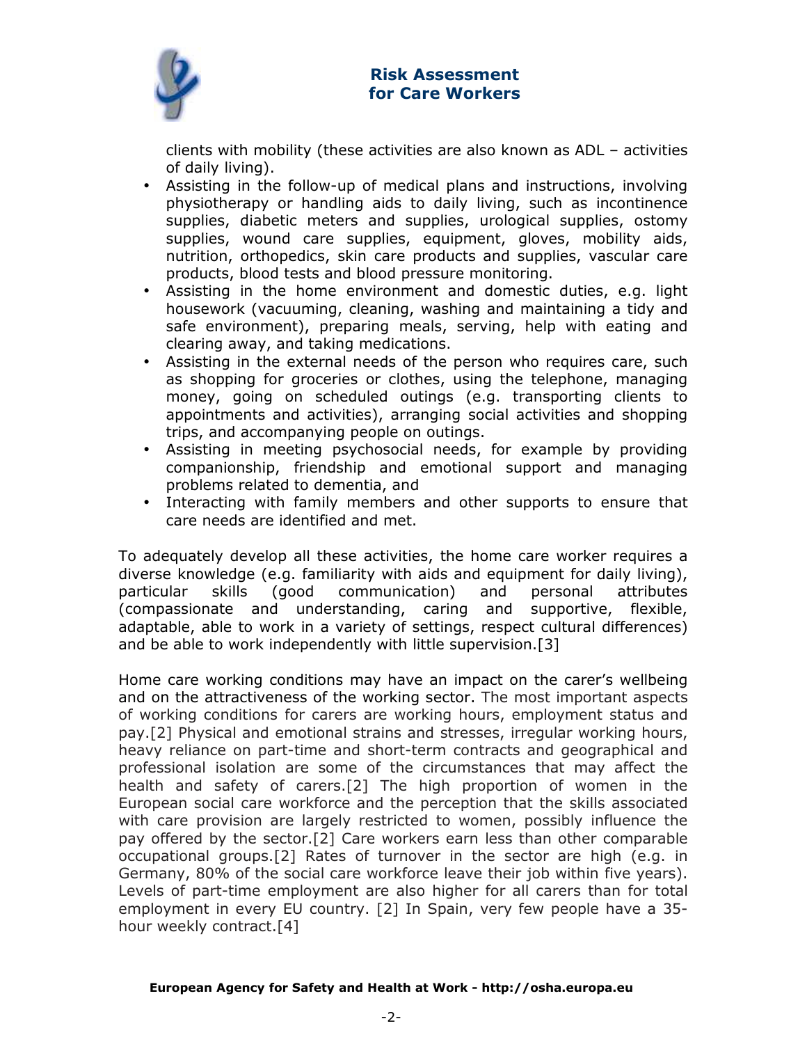clients with mobility (these activities are also known as ADL – activities of daily living).

- Assisting in the follow-up of medical plans and instructions, involving physiotherapy or handling aids to daily living, such as incontinence supplies, diabetic meters and supplies, urological supplies, ostomy supplies, wound care supplies, equipment, gloves, mobility aids, nutrition, orthopedics, skin care products and supplies, vascular care products, blood tests and blood pressure monitoring.
- Assisting in the home environment and domestic duties, e.g. light housework (vacuuming, cleaning, washing and maintaining a tidy and safe environment), preparing meals, serving, help with eating and clearing away, and taking medications.
- Assisting in the external needs of the person who requires care, such as shopping for groceries or clothes, using the telephone, managing money, going on scheduled outings (e.g. transporting clients to appointments and activities), arranging social activities and shopping trips, and accompanying people on outings.
- Assisting in meeting psychosocial needs, for example by providing companionship, friendship and emotional support and managing problems related to dementia, and
- Interacting with family members and other supports to ensure that care needs are identified and met.

To adequately develop all these activities, the home care worker requires a diverse knowledge (e.g. familiarity with aids and equipment for daily living), particular skills (good communication) and personal attributes (compassionate and understanding, caring and supportive, flexible, adaptable, able to work in a variety of settings, respect cultural differences) and be able to work independently with little supervision.[3]

Home care working conditions may have an impact on the carer's wellbeing and on the attractiveness of the working sector. The most important aspects of working conditions for carers are working hours, employment status and pay.[2] Physical and emotional strains and stresses, irregular working hours, heavy reliance on part-time and short-term contracts and geographical and professional isolation are some of the circumstances that may affect the health and safety of carers.[2] The high proportion of women in the European social care workforce and the perception that the skills associated with care provision are largely restricted to women, possibly influence the pay offered by the sector.[2] Care workers earn less than other comparable occupational groups.[2] Rates of turnover in the sector are high (e.g. in Germany, 80% of the social care workforce leave their job within five years). Levels of part-time employment are also higher for all carers than for total employment in every EU country. [2] In Spain, very few people have a 35-hour weekly contract.[4]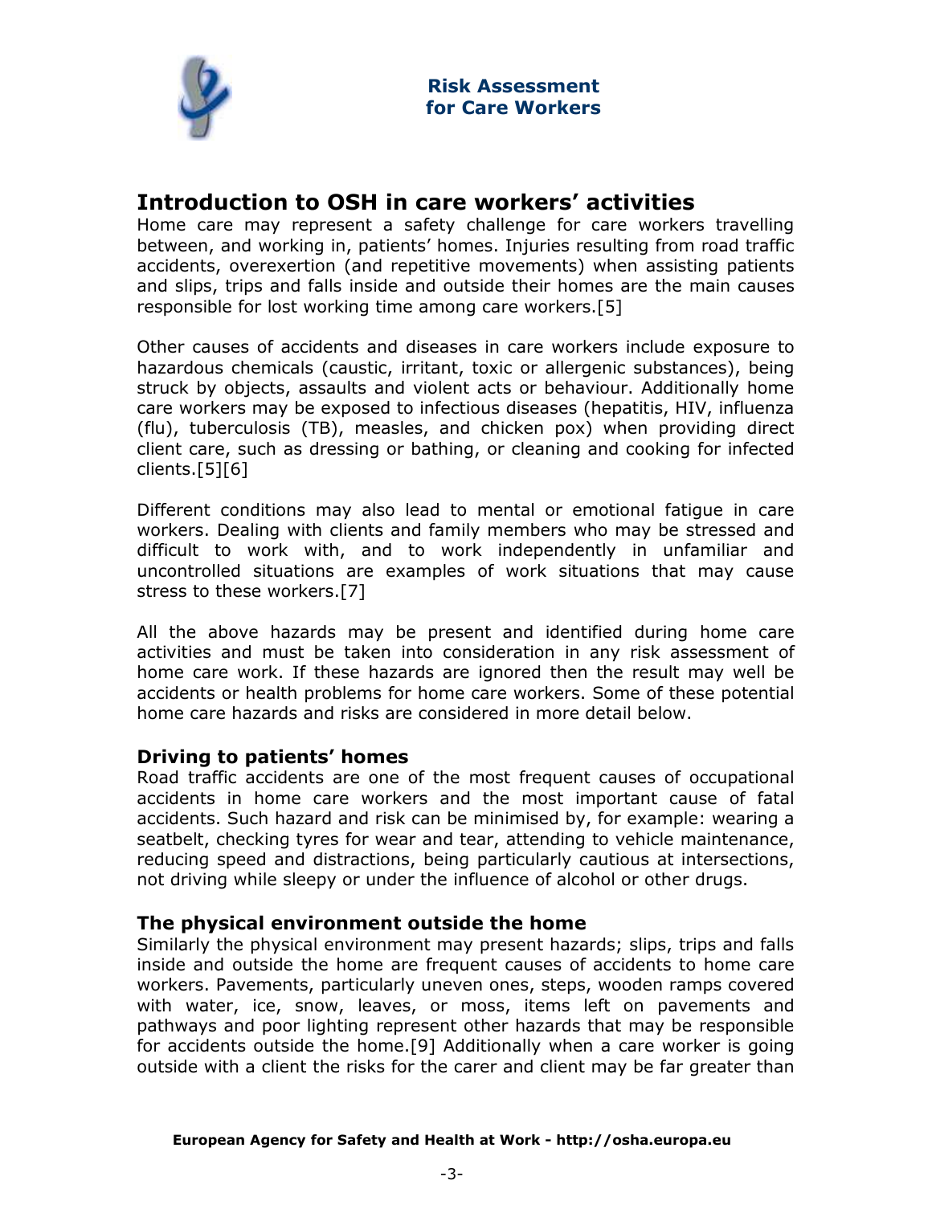## Introduction to OSH in care workers' activities

Home care may represent a safety challenge for care workers travelling between, and working in, patients' homes. Injuries resulting from road traffic accidents, overexertion (and repetitive movements) when assisting patients and slips, trips and falls inside and outside their homes are the main causes responsible for lost working time among care workers.[5]

Other causes of accidents and diseases in care workers include exposure to hazardous chemicals (caustic, irritant, toxic or allergenic substances), being struck by objects, assaults and violent acts or behaviour. Additionally home care workers may be exposed to infectious diseases (hepatitis, HIV, influenza (flu), tuberculosis (TB), measles, and chicken pox) when providing direct client care, such as dressing or bathing, or cleaning and cooking for infected clients.[5][6]

Different conditions may also lead to mental or emotional fatigue in care workers. Dealing with clients and family members who may be stressed and difficult to work with, and to work independently in unfamiliar and uncontrolled situations are examples of work situations that may cause stress to these workers.[7]

All the above hazards may be present and identified during home care activities and must be taken into consideration in any risk assessment of home care work. If these hazards are ignored then the result may well be accidents or health problems for home care workers. Some of these potential home care hazards and risks are considered in more detail below.

### Driving to patients' homes

Road traffic accidents are one of the most frequent causes of occupational accidents in home care workers and the most important cause of fatal accidents. Such hazard and risk can be minimised by, for example: wearing a seatbelt, checking tyres for wear and tear, attending to vehicle maintenance, reducing speed and distractions, being particularly cautious at intersections, not driving while sleepy or under the influence of alcohol or other drugs.

### The physical environment outside the home

Similarly the physical environment may present hazards; slips, trips and falls inside and outside the home are frequent causes of accidents to home care workers. Pavements, particularly uneven ones, steps, wooden ramps covered with water, ice, snow, leaves, or moss, items left on pavements and pathways and poor lighting represent other hazards that may be responsible for accidents outside the home.[9] Additionally when a care worker is going outside with a client the risks for the carer and client may be far greater than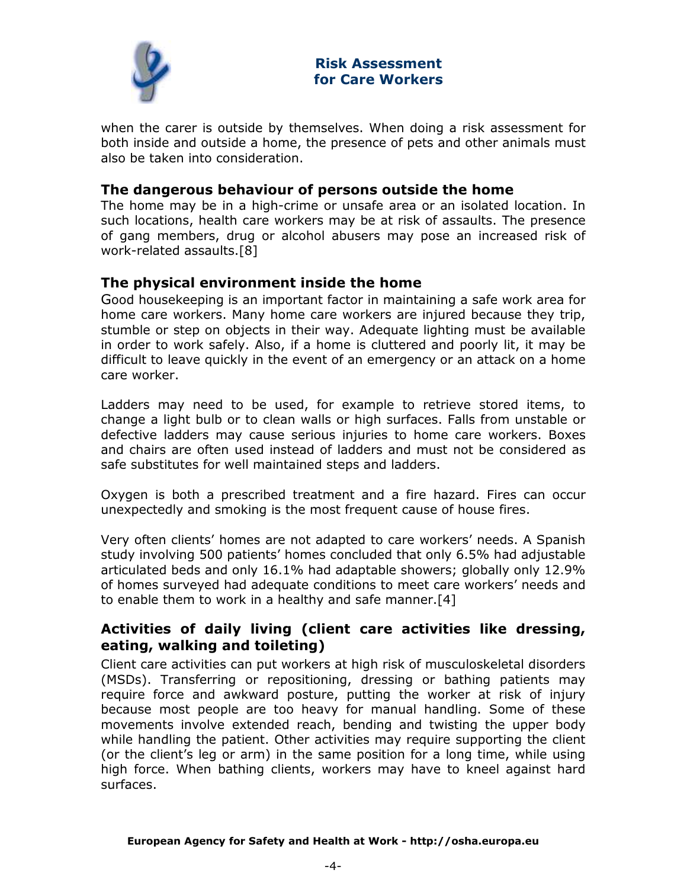when the carer is outside by themselves. When doing a risk assessment for both inside and outside a home, the presence of pets and other animals must also be taken into consideration.

### The dangerous behaviour of persons outside the home

The home may be in a high-crime or unsafe area or an isolated location. In such locations, health care workers may be at risk of assaults. The presence of gang members, drug or alcohol abusers may pose an increased risk of work-related assaults.[8]

### The physical environment inside the home

Good housekeeping is an important factor in maintaining a safe work area for home care workers. Many home care workers are injured because they trip, stumble or step on objects in their way. Adequate lighting must be available in order to work safely. Also, if a home is cluttered and poorly lit, it may be difficult to leave quickly in the event of an emergency or an attack on a home care worker.

Ladders may need to be used, for example to retrieve stored items, to change a light bulb or to clean walls or high surfaces. Falls from unstable or defective ladders may cause serious injuries to home care workers. Boxes and chairs are often used instead of ladders and must not be considered as safe substitutes for well maintained steps and ladders.

Oxygen is both a prescribed treatment and a fire hazard. Fires can occur unexpectedly and smoking is the most frequent cause of house fires.

Very often clients' homes are not adapted to care workers' needs. A Spanish study involving 500 patients' homes concluded that only 6.5% had adjustable articulated beds and only 16.1% had adaptable showers; globally only 12.9% of homes surveyed had adequate conditions to meet care workers' needs and to enable them to work in a healthy and safe manner.[4]

### Activities of daily living (client care activities like dressing, eating, walking and toileting)

Client care activities can put workers at high risk of musculoskeletal disorders (MSDs). Transferring or repositioning, dressing or bathing patients may require force and awkward posture, putting the worker at risk of injury because most people are too heavy for manual handling. Some of these movements involve extended reach, bending and twisting the upper body while handling the patient. Other activities may require supporting the client (or the client's leg or arm) in the same position for a long time, while using high force. When bathing clients, workers may have to kneel against hard surfaces.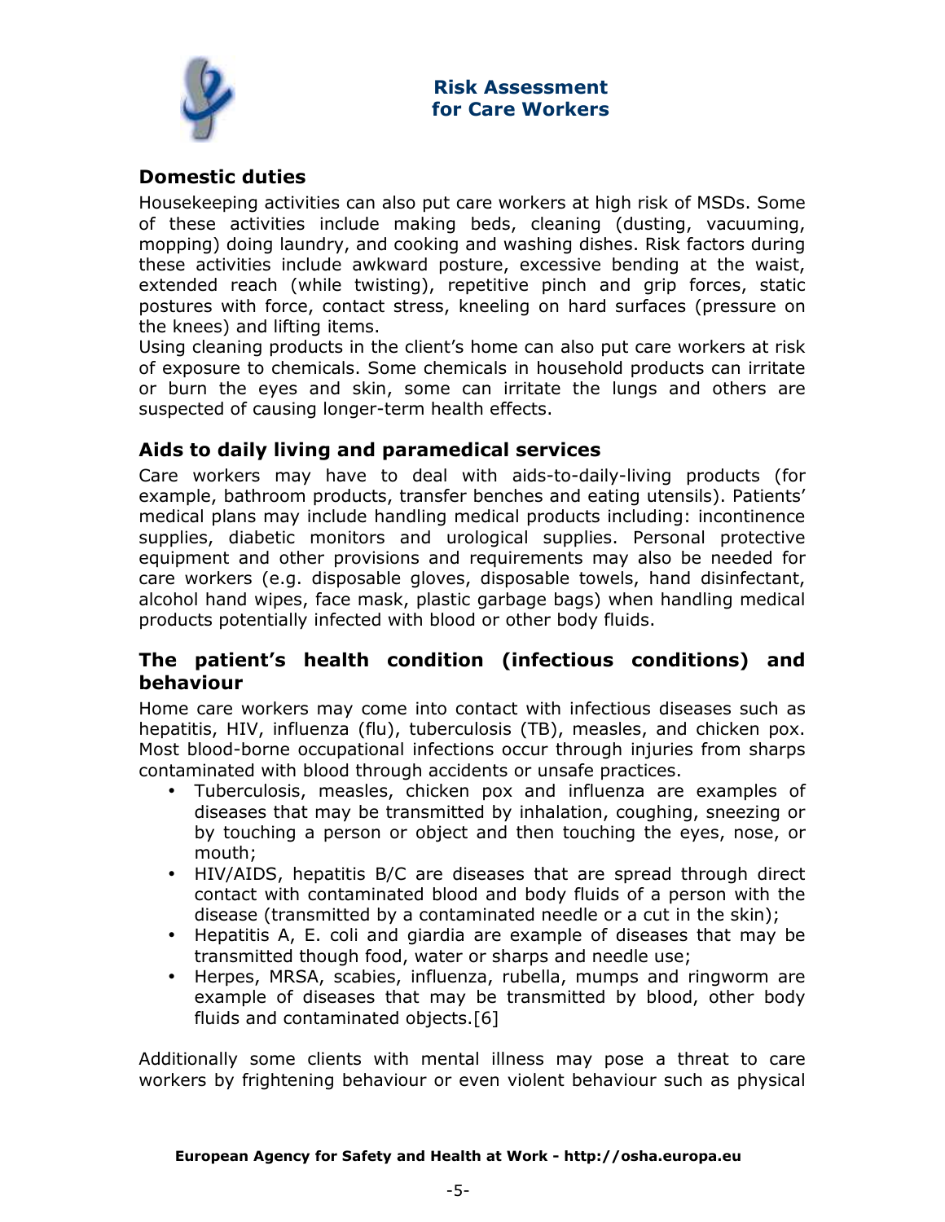## Domestic duties

Housekeeping activities can also put care workers at high risk of MSDs. Some of these activities include making beds, cleaning (dusting, vacuuming, mopping) doing laundry, and cooking and washing dishes. Risk factors during these activities include awkward posture, excessive bending at the waist, extended reach (while twisting), repetitive pinch and grip forces, static postures with force, contact stress, kneeling on hard surfaces (pressure on the knees) and lifting items.

Using cleaning products in the client's home can also put care workers at risk of exposure to chemicals. Some chemicals in household products can irritate or burn the eyes and skin, some can irritate the lungs and others are suspected of causing longer-term health effects.

## Aids to daily living and paramedical services

Care workers may have to deal with aids-to-daily-living products (for example, bathroom products, transfer benches and eating utensils). Patients' medical plans may include handling medical products including: incontinence supplies, diabetic monitors and urological supplies. Personal protective equipment and other provisions and requirements may also be needed for care workers (e.g. disposable gloves, disposable towels, hand disinfectant, alcohol hand wipes, face mask, plastic garbage bags) when handling medical products potentially infected with blood or other body fluids.

## The patient's health condition (infectious conditions) and behaviour

Home care workers may come into contact with infectious diseases such as hepatitis, HIV, influenza (flu), tuberculosis (TB), measles, and chicken pox. Most blood-borne occupational infections occur through injuries from sharps contaminated with blood through accidents or unsafe practices.

- Tuberculosis, measles, chicken pox and influenza are examples of diseases that may be transmitted by inhalation, coughing, sneezing or by touching a person or object and then touching the eyes, nose, or mouth;
- HIV/AIDS, hepatitis B/C are diseases that are spread through direct contact with contaminated blood and body fluids of a person with the disease (transmitted by a contaminated needle or a cut in the skin);
- Hepatitis A, E. coli and giardia are example of diseases that may be transmitted though food, water or sharps and needle use;
- Herpes, MRSA, scabies, influenza, rubella, mumps and ringworm are example of diseases that may be transmitted by blood, other body fluids and contaminated objects.[6]

Additionally some clients with mental illness may pose a threat to care workers by frightening behaviour or even violent behaviour such as physical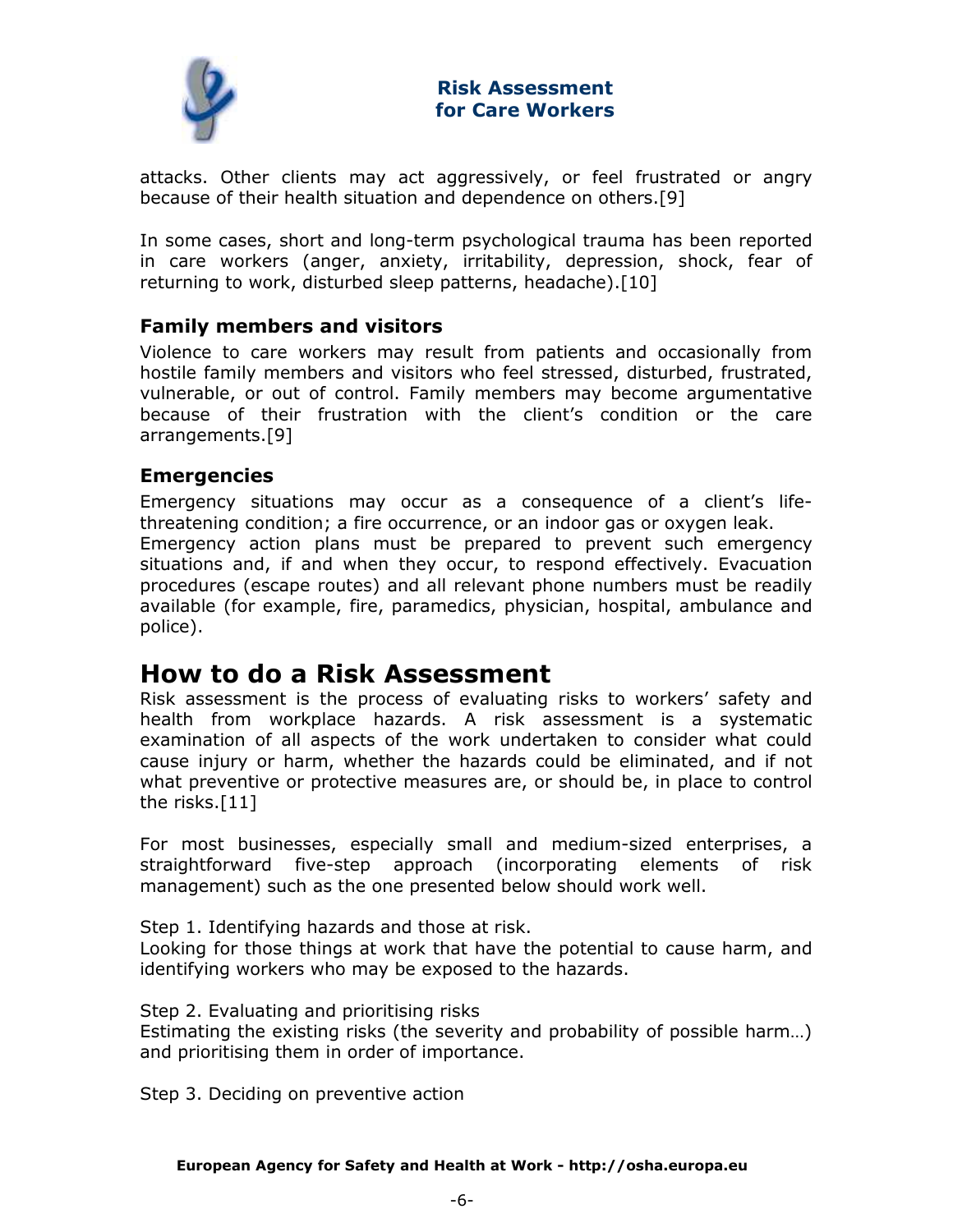attacks. Other clients may act aggressively, or feel frustrated or angry because of their health situation and dependence on others.[9]

In some cases, short and long-term psychological trauma has been reported in care workers (anger, anxiety, irritability, depression, shock, fear of returning to work, disturbed sleep patterns, headache).[10]

### Family members and visitors

Violence to care workers may result from patients and occasionally from hostile family members and visitors who feel stressed, disturbed, frustrated, vulnerable, or out of control. Family members may become argumentative because of their frustration with the client's condition or the care arrangements.[9]

### Emergencies

Emergency situations may occur as a consequence of a client's life-threatening condition; a fire occurrence, or an indoor gas or oxygen leak.
Emergency action plans must be prepared to prevent such emergency situations and, if and when they occur, to respond effectively. Evacuation procedures (escape routes) and all relevant phone numbers must be readily available (for example, fire, paramedics, physician, hospital, ambulance and police).

## How to do a Risk Assessment

Risk assessment is the process of evaluating risks to workers' safety and health from workplace hazards. A risk assessment is a systematic examination of all aspects of the work undertaken to consider what could cause injury or harm, whether the hazards could be eliminated, and if not what preventive or protective measures are, or should be, in place to control the risks.[11]

For most businesses, especially small and medium-sized enterprises, a straightforward five-step approach (incorporating elements of risk management) such as the one presented below should work well.

Step 1. Identifying hazards and those at risk.
Looking for those things at work that have the potential to cause harm, and identifying workers who may be exposed to the hazards.

Step 2. Evaluating and prioritising risks
Estimating the existing risks (the severity and probability of possible harm…) and prioritising them in order of importance.

Step 3. Deciding on preventive action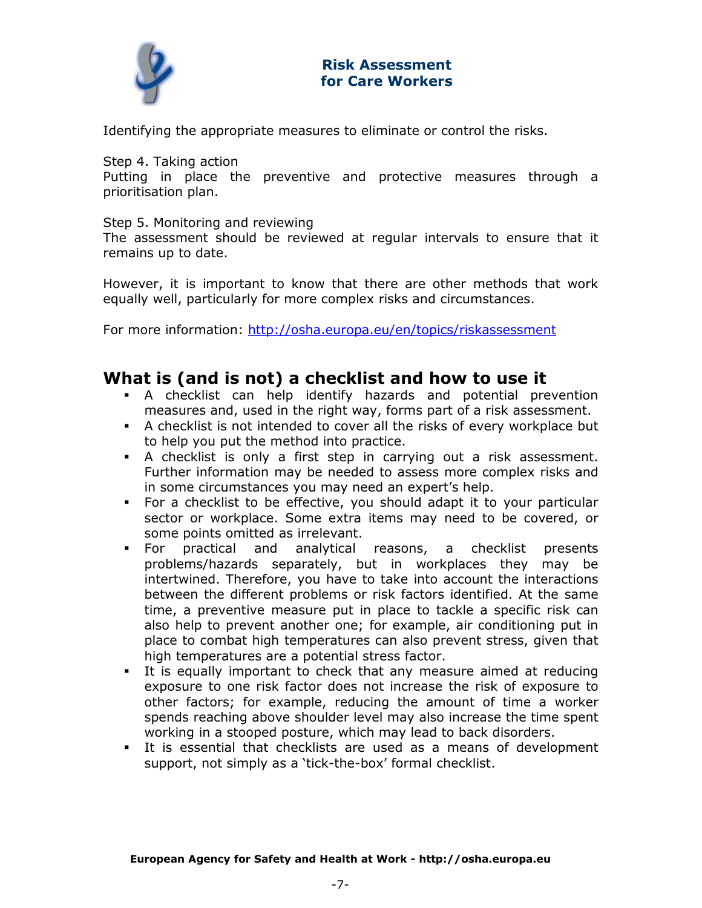Identifying the appropriate measures to eliminate or control the risks.

Step 4. Taking action
Putting in place the preventive and protective measures through a prioritisation plan.

Step 5. Monitoring and reviewing
The assessment should be reviewed at regular intervals to ensure that it remains up to date.

However, it is important to know that there are other methods that work equally well, particularly for more complex risks and circumstances.

For more information: http://osha.europa.eu/en/topics/riskassessment

## What is (and is not) a checklist and how to use it

- A checklist can help identify hazards and potential prevention measures and, used in the right way, forms part of a risk assessment.
- A checklist is not intended to cover all the risks of every workplace but to help you put the method into practice.
- A checklist is only a first step in carrying out a risk assessment. Further information may be needed to assess more complex risks and in some circumstances you may need an expert's help.
- For a checklist to be effective, you should adapt it to your particular sector or workplace. Some extra items may need to be covered, or some points omitted as irrelevant.
- For practical and analytical reasons, a checklist presents problems/hazards separately, but in workplaces they may be intertwined. Therefore, you have to take into account the interactions between the different problems or risk factors identified. At the same time, a preventive measure put in place to tackle a specific risk can also help to prevent another one; for example, air conditioning put in place to combat high temperatures can also prevent stress, given that high temperatures are a potential stress factor.
- It is equally important to check that any measure aimed at reducing exposure to one risk factor does not increase the risk of exposure to other factors; for example, reducing the amount of time a worker spends reaching above shoulder level may also increase the time spent working in a stooped posture, which may lead to back disorders.
- It is essential that checklists are used as a means of development support, not simply as a 'tick-the-box' formal checklist.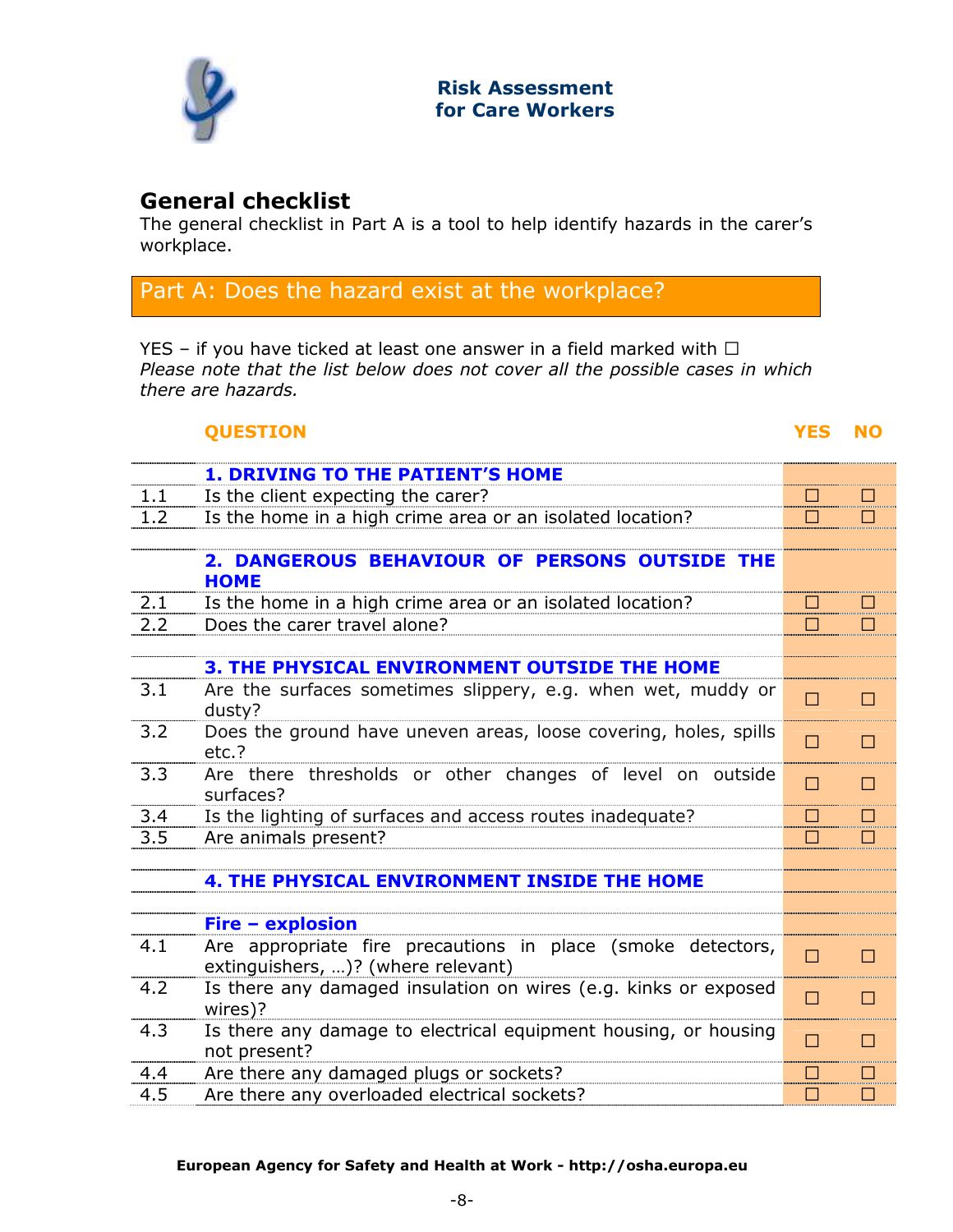## General checklist

The general checklist in Part A is a tool to help identify hazards in the carer's workplace.

## Part A: Does the hazard exist at the workplace?

YES – if you have ticked at least one answer in a field marked with ☐
*Please note that the list below does not cover all the possible cases in which there are hazards.*

| | QUESTION | YES | NO |
|---|---|---|---|
| | **1. DRIVING TO THE PATIENT'S HOME** | | |
| 1.1 | Is the client expecting the carer? | ☐ | ☐ |
| 1.2 | Is the home in a high crime area or an isolated location? | ☐ | ☐ |
| | **2. DANGEROUS BEHAVIOUR OF PERSONS OUTSIDE THE HOME** | | |
| 2.1 | Is the home in a high crime area or an isolated location? | ☐ | ☐ |
| 2.2 | Does the carer travel alone? | ☐ | ☐ |
| | **3. THE PHYSICAL ENVIRONMENT OUTSIDE THE HOME** | | |
| 3.1 | Are the surfaces sometimes slippery, e.g. when wet, muddy or dusty? | ☐ | ☐ |
| 3.2 | Does the ground have uneven areas, loose covering, holes, spills etc.? | ☐ | ☐ |
| 3.3 | Are there thresholds or other changes of level on outside surfaces? | ☐ | ☐ |
| 3.4 | Is the lighting of surfaces and access routes inadequate? | ☐ | ☐ |
| 3.5 | Are animals present? | ☐ | ☐ |
| | **4. THE PHYSICAL ENVIRONMENT INSIDE THE HOME** | | |
| | **Fire – explosion** | | |
| 4.1 | Are appropriate fire precautions in place (smoke detectors, extinguishers, …)? (where relevant) | ☐ | ☐ |
| 4.2 | Is there any damaged insulation on wires (e.g. kinks or exposed wires)? | ☐ | ☐ |
| 4.3 | Is there any damage to electrical equipment housing, or housing not present? | ☐ | ☐ |
| 4.4 | Are there any damaged plugs or sockets? | ☐ | ☐ |
| 4.5 | Are there any overloaded electrical sockets? | ☐ | ☐ |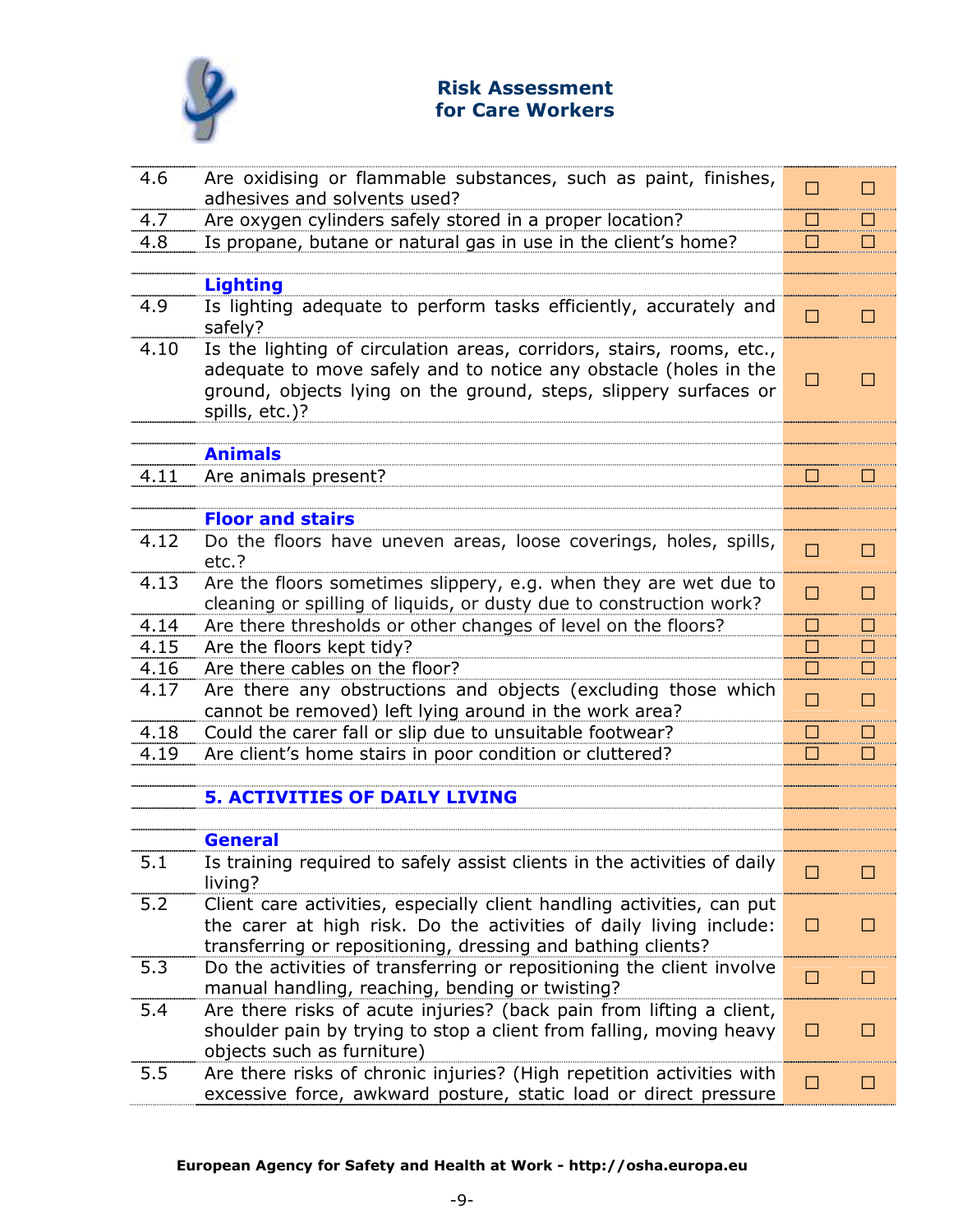| | | | |
|---|---|---|---|
| 4.6 | Are oxidising or flammable substances, such as paint, finishes, adhesives and solvents used? | ☐ | ☐ |
| 4.7 | Are oxygen cylinders safely stored in a proper location? | ☐ | ☐ |
| 4.8 | Is propane, butane or natural gas in use in the client's home? | ☐ | ☐ |
| | | | |
| | **Lighting** | | |
| 4.9 | Is lighting adequate to perform tasks efficiently, accurately and safely? | ☐ | ☐ |
| 4.10 | Is the lighting of circulation areas, corridors, stairs, rooms, etc., adequate to move safely and to notice any obstacle (holes in the ground, objects lying on the ground, steps, slippery surfaces or spills, etc.)? | ☐ | ☐ |
| | | | |
| | **Animals** | | |
| 4.11 | Are animals present? | ☐ | ☐ |
| | | | |
| | **Floor and stairs** | | |
| 4.12 | Do the floors have uneven areas, loose coverings, holes, spills, etc.? | ☐ | ☐ |
| 4.13 | Are the floors sometimes slippery, e.g. when they are wet due to cleaning or spilling of liquids, or dusty due to construction work? | ☐ | ☐ |
| 4.14 | Are there thresholds or other changes of level on the floors? | ☐ | ☐ |
| 4.15 | Are the floors kept tidy? | ☐ | ☐ |
| 4.16 | Are there cables on the floor? | ☐ | ☐ |
| 4.17 | Are there any obstructions and objects (excluding those which cannot be removed) left lying around in the work area? | ☐ | ☐ |
| 4.18 | Could the carer fall or slip due to unsuitable footwear? | ☐ | ☐ |
| 4.19 | Are client's home stairs in poor condition or cluttered? | ☐ | ☐ |
| | | | |
| | **5. ACTIVITIES OF DAILY LIVING** | | |
| | | | |
| | **General** | | |
| 5.1 | Is training required to safely assist clients in the activities of daily living? | ☐ | ☐ |
| 5.2 | Client care activities, especially client handling activities, can put the carer at high risk. Do the activities of daily living include: transferring or repositioning, dressing and bathing clients? | ☐ | ☐ |
| 5.3 | Do the activities of transferring or repositioning the client involve manual handling, reaching, bending or twisting? | ☐ | ☐ |
| 5.4 | Are there risks of acute injuries? (back pain from lifting a client, shoulder pain by trying to stop a client from falling, moving heavy objects such as furniture) | ☐ | ☐ |
| 5.5 | Are there risks of chronic injuries? (High repetition activities with excessive force, awkward posture, static load or direct pressure | ☐ | ☐ |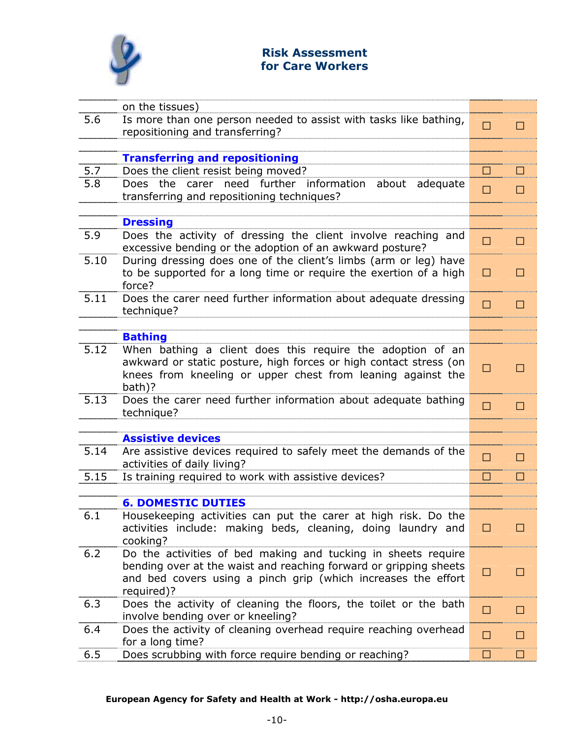| | | | |
|---|---|---|---|
| | on the tissues) | | |
| 5.6 | Is more than one person needed to assist with tasks like bathing, repositioning and transferring? | ☐ | ☐ |
| | **Transferring and repositioning** | | |
| 5.7 | Does the client resist being moved? | ☐ | ☐ |
| 5.8 | Does the carer need further information about adequate transferring and repositioning techniques? | ☐ | ☐ |
| | **Dressing** | | |
| 5.9 | Does the activity of dressing the client involve reaching and excessive bending or the adoption of an awkward posture? | ☐ | ☐ |
| 5.10 | During dressing does one of the client's limbs (arm or leg) have to be supported for a long time or require the exertion of a high force? | ☐ | ☐ |
| 5.11 | Does the carer need further information about adequate dressing technique? | ☐ | ☐ |
| | **Bathing** | | |
| 5.12 | When bathing a client does this require the adoption of an awkward or static posture, high forces or high contact stress (on knees from kneeling or upper chest from leaning against the bath)? | ☐ | ☐ |
| 5.13 | Does the carer need further information about adequate bathing technique? | ☐ | ☐ |
| | **Assistive devices** | | |
| 5.14 | Are assistive devices required to safely meet the demands of the activities of daily living? | ☐ | ☐ |
| 5.15 | Is training required to work with assistive devices? | ☐ | ☐ |
| | **6. DOMESTIC DUTIES** | | |
| 6.1 | Housekeeping activities can put the carer at high risk. Do the activities include: making beds, cleaning, doing laundry and cooking? | ☐ | ☐ |
| 6.2 | Do the activities of bed making and tucking in sheets require bending over at the waist and reaching forward or gripping sheets and bed covers using a pinch grip (which increases the effort required)? | ☐ | ☐ |
| 6.3 | Does the activity of cleaning the floors, the toilet or the bath involve bending over or kneeling? | ☐ | ☐ |
| 6.4 | Does the activity of cleaning overhead require reaching overhead for a long time? | ☐ | ☐ |
| 6.5 | Does scrubbing with force require bending or reaching? | ☐ | ☐ |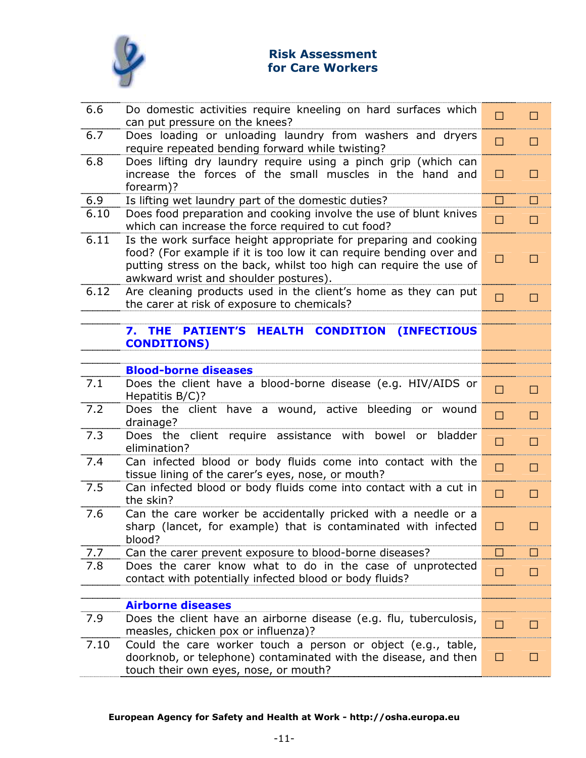| | | | |
|---|---|---|---|
| 6.6 | Do domestic activities require kneeling on hard surfaces which can put pressure on the knees? | ☐ | ☐ |
| 6.7 | Does loading or unloading laundry from washers and dryers require repeated bending forward while twisting? | ☐ | ☐ |
| 6.8 | Does lifting dry laundry require using a pinch grip (which can increase the forces of the small muscles in the hand and forearm)? | ☐ | ☐ |
| 6.9 | Is lifting wet laundry part of the domestic duties? | ☐ | ☐ |
| 6.10 | Does food preparation and cooking involve the use of blunt knives which can increase the force required to cut food? | ☐ | ☐ |
| 6.11 | Is the work surface height appropriate for preparing and cooking food? (For example if it is too low it can require bending over and putting stress on the back, whilst too high can require the use of awkward wrist and shoulder postures). | ☐ | ☐ |
| 6.12 | Are cleaning products used in the client's home as they can put the carer at risk of exposure to chemicals? | ☐ | ☐ |
| | | | |
| | **7. THE PATIENT'S HEALTH CONDITION (INFECTIOUS CONDITIONS)** | | |
| | | | |
| | **Blood-borne diseases** | | |
| 7.1 | Does the client have a blood-borne disease (e.g. HIV/AIDS or Hepatitis B/C)? | ☐ | ☐ |
| 7.2 | Does the client have a wound, active bleeding or wound drainage? | ☐ | ☐ |
| 7.3 | Does the client require assistance with bowel or bladder elimination? | ☐ | ☐ |
| 7.4 | Can infected blood or body fluids come into contact with the tissue lining of the carer's eyes, nose, or mouth? | ☐ | ☐ |
| 7.5 | Can infected blood or body fluids come into contact with a cut in the skin? | ☐ | ☐ |
| 7.6 | Can the care worker be accidentally pricked with a needle or a sharp (lancet, for example) that is contaminated with infected blood? | ☐ | ☐ |
| 7.7 | Can the carer prevent exposure to blood-borne diseases? | ☐ | ☐ |
| 7.8 | Does the carer know what to do in the case of unprotected contact with potentially infected blood or body fluids? | ☐ | ☐ |
| | | | |
| | **Airborne diseases** | | |
| 7.9 | Does the client have an airborne disease (e.g. flu, tuberculosis, measles, chicken pox or influenza)? | ☐ | ☐ |
| 7.10 | Could the care worker touch a person or object (e.g., table, doorknob, or telephone) contaminated with the disease, and then touch their own eyes, nose, or mouth? | ☐ | ☐ |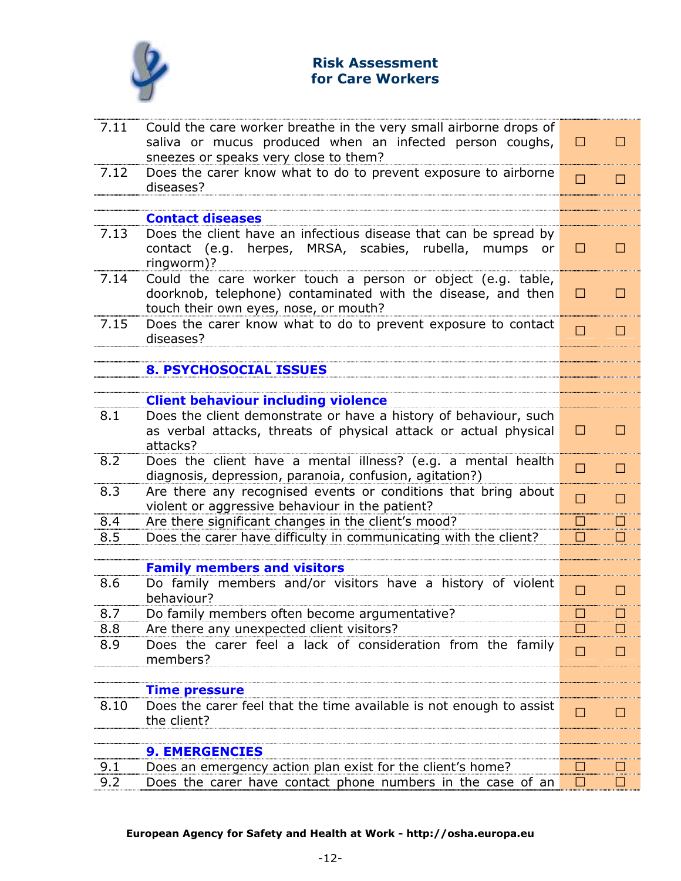| | | | |
|---|---|---|---|
| 7.11 | Could the care worker breathe in the very small airborne drops of saliva or mucus produced when an infected person coughs, sneezes or speaks very close to them? | ☐ | ☐ |
| 7.12 | Does the carer know what to do to prevent exposure to airborne diseases? | ☐ | ☐ |
| | | | |
| | **Contact diseases** | | |
| 7.13 | Does the client have an infectious disease that can be spread by contact (e.g. herpes, MRSA, scabies, rubella, mumps or ringworm)? | ☐ | ☐ |
| 7.14 | Could the care worker touch a person or object (e.g. table, doorknob, telephone) contaminated with the disease, and then touch their own eyes, nose, or mouth? | ☐ | ☐ |
| 7.15 | Does the carer know what to do to prevent exposure to contact diseases? | ☐ | ☐ |
| | | | |
| | **8. PSYCHOSOCIAL ISSUES** | | |
| | | | |
| | **Client behaviour including violence** | | |
| 8.1 | Does the client demonstrate or have a history of behaviour, such as verbal attacks, threats of physical attack or actual physical attacks? | ☐ | ☐ |
| 8.2 | Does the client have a mental illness? (e.g. a mental health diagnosis, depression, paranoia, confusion, agitation?) | ☐ | ☐ |
| 8.3 | Are there any recognised events or conditions that bring about violent or aggressive behaviour in the patient? | ☐ | ☐ |
| 8.4 | Are there significant changes in the client's mood? | ☐ | ☐ |
| 8.5 | Does the carer have difficulty in communicating with the client? | ☐ | ☐ |
| | | | |
| | **Family members and visitors** | | |
| 8.6 | Do family members and/or visitors have a history of violent behaviour? | ☐ | ☐ |
| 8.7 | Do family members often become argumentative? | ☐ | ☐ |
| 8.8 | Are there any unexpected client visitors? | ☐ | ☐ |
| 8.9 | Does the carer feel a lack of consideration from the family members? | ☐ | ☐ |
| | | | |
| | **Time pressure** | | |
| 8.10 | Does the carer feel that the time available is not enough to assist the client? | ☐ | ☐ |
| | | | |
| | **9. EMERGENCIES** | | |
| 9.1 | Does an emergency action plan exist for the client's home? | ☐ | ☐ |
| 9.2 | Does the carer have contact phone numbers in the case of an | ☐ | ☐ |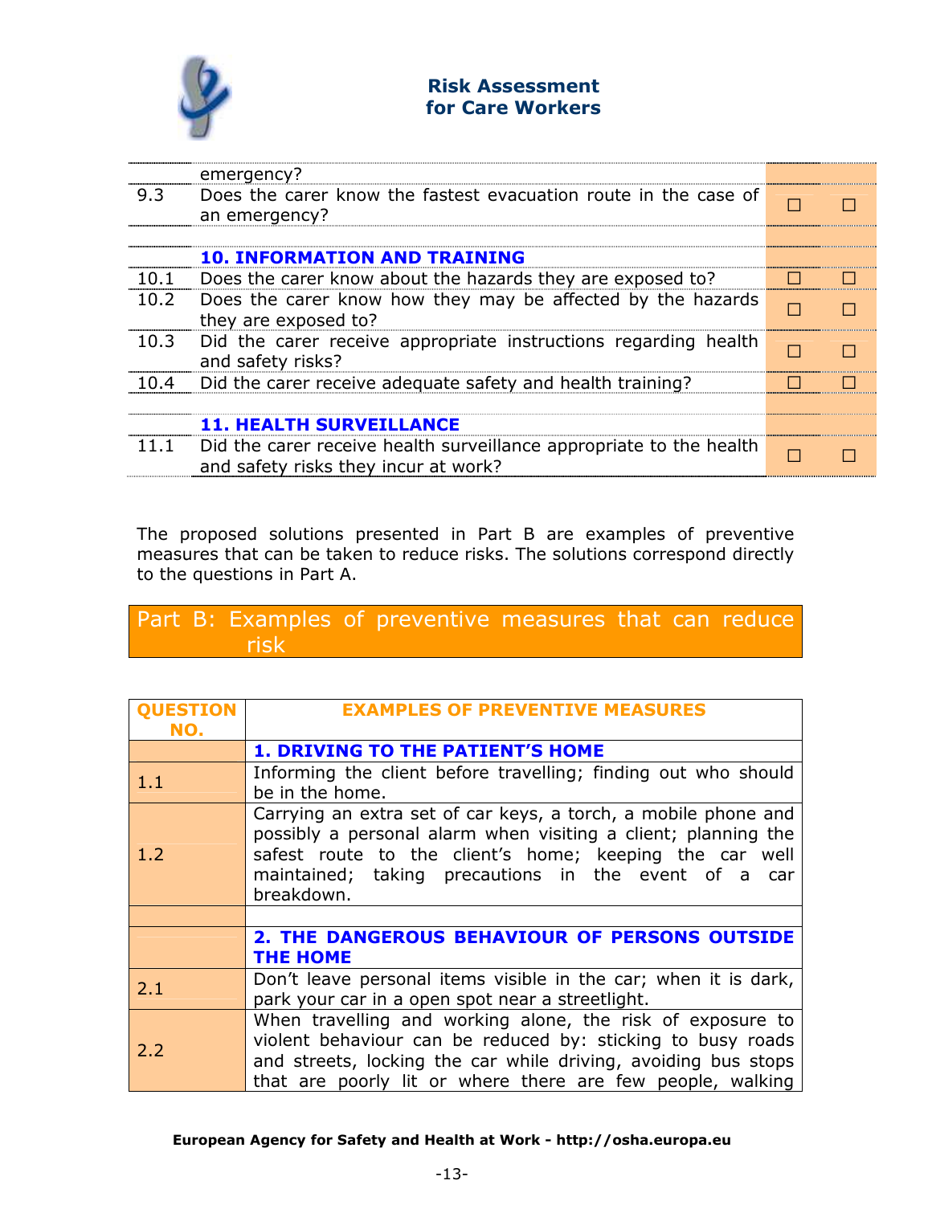| | | | |
|---|---|---|---|
| | emergency? | | |
| 9.3 | Does the carer know the fastest evacuation route in the case of an emergency? | ☐ | ☐ |
| | | | |
| | **10. INFORMATION AND TRAINING** | | |
| 10.1 | Does the carer know about the hazards they are exposed to? | ☐ | ☐ |
| 10.2 | Does the carer know how they may be affected by the hazards they are exposed to? | ☐ | ☐ |
| 10.3 | Did the carer receive appropriate instructions regarding health and safety risks? | ☐ | ☐ |
| 10.4 | Did the carer receive adequate safety and health training? | ☐ | ☐ |
| | | | |
| | **11. HEALTH SURVEILLANCE** | | |
| 11.1 | Did the carer receive health surveillance appropriate to the health and safety risks they incur at work? | ☐ | ☐ |

The proposed solutions presented in Part B are examples of preventive measures that can be taken to reduce risks. The solutions correspond directly to the questions in Part A.

## Part B: Examples of preventive measures that can reduce risk

| QUESTION NO. | EXAMPLES OF PREVENTIVE MEASURES |
|---|---|
| | **1. DRIVING TO THE PATIENT'S HOME** |
| 1.1 | Informing the client before travelling; finding out who should be in the home. |
| 1.2 | Carrying an extra set of car keys, a torch, a mobile phone and possibly a personal alarm when visiting a client; planning the safest route to the client's home; keeping the car well maintained; taking precautions in the event of a car breakdown. |
| | |
| | **2. THE DANGEROUS BEHAVIOUR OF PERSONS OUTSIDE THE HOME** |
| 2.1 | Don't leave personal items visible in the car; when it is dark, park your car in a open spot near a streetlight. |
| 2.2 | When travelling and working alone, the risk of exposure to violent behaviour can be reduced by: sticking to busy roads and streets, locking the car while driving, avoiding bus stops that are poorly lit or where there are few people, walking |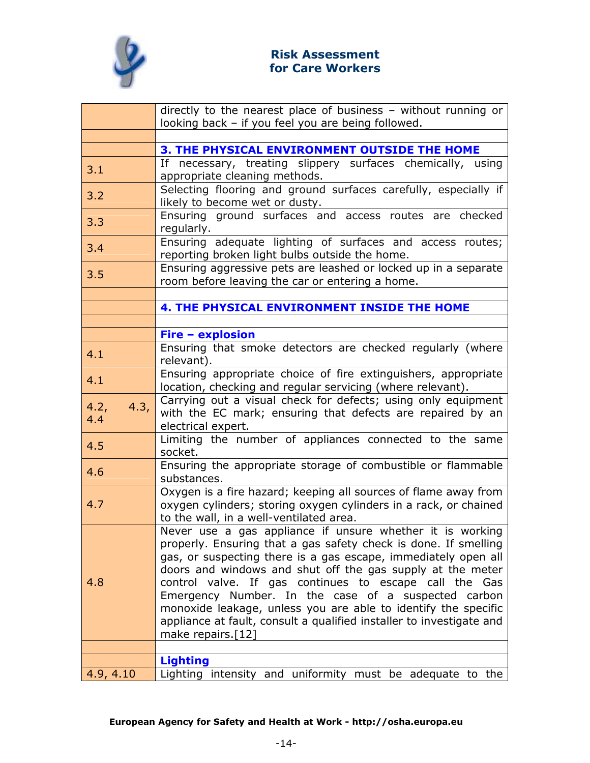| | |
|---|---|
| | directly to the nearest place of business – without running or looking back – if you feel you are being followed. |
| | |
| | **3. THE PHYSICAL ENVIRONMENT OUTSIDE THE HOME** |
| 3.1 | If necessary, treating slippery surfaces chemically, using appropriate cleaning methods. |
| 3.2 | Selecting flooring and ground surfaces carefully, especially if likely to become wet or dusty. |
| 3.3 | Ensuring ground surfaces and access routes are checked regularly. |
| 3.4 | Ensuring adequate lighting of surfaces and access routes; reporting broken light bulbs outside the home. |
| 3.5 | Ensuring aggressive pets are leashed or locked up in a separate room before leaving the car or entering a home. |
| | |
| | **4. THE PHYSICAL ENVIRONMENT INSIDE THE HOME** |
| | |
| | **Fire – explosion** |
| 4.1 | Ensuring that smoke detectors are checked regularly (where relevant). |
| 4.1 | Ensuring appropriate choice of fire extinguishers, appropriate location, checking and regular servicing (where relevant). |
| 4.2, 4.3, 4.4 | Carrying out a visual check for defects; using only equipment with the EC mark; ensuring that defects are repaired by an electrical expert. |
| 4.5 | Limiting the number of appliances connected to the same socket. |
| 4.6 | Ensuring the appropriate storage of combustible or flammable substances. |
| 4.7 | Oxygen is a fire hazard; keeping all sources of flame away from oxygen cylinders; storing oxygen cylinders in a rack, or chained to the wall, in a well-ventilated area. |
| 4.8 | Never use a gas appliance if unsure whether it is working properly. Ensuring that a gas safety check is done. If smelling gas, or suspecting there is a gas escape, immediately open all doors and windows and shut off the gas supply at the meter control valve. If gas continues to escape call the Gas Emergency Number. In the case of a suspected carbon monoxide leakage, unless you are able to identify the specific appliance at fault, consult a qualified installer to investigate and make repairs.[12] |
| | |
| | **Lighting** |
| 4.9, 4.10 | Lighting intensity and uniformity must be adequate to the |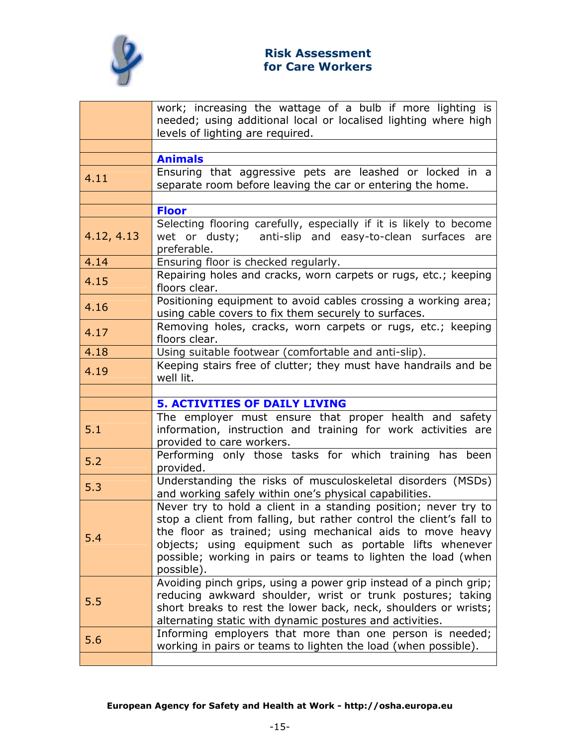| | |
|---|---|
| | work; increasing the wattage of a bulb if more lighting is needed; using additional local or localised lighting where high levels of lighting are required. |
| | |
| | **Animals** |
| 4.11 | Ensuring that aggressive pets are leashed or locked in a separate room before leaving the car or entering the home. |
| | |
| | **Floor** |
| 4.12, 4.13 | Selecting flooring carefully, especially if it is likely to become wet or dusty; anti-slip and easy-to-clean surfaces are preferable. |
| 4.14 | Ensuring floor is checked regularly. |
| 4.15 | Repairing holes and cracks, worn carpets or rugs, etc.; keeping floors clear. |
| 4.16 | Positioning equipment to avoid cables crossing a working area; using cable covers to fix them securely to surfaces. |
| 4.17 | Removing holes, cracks, worn carpets or rugs, etc.; keeping floors clear. |
| 4.18 | Using suitable footwear (comfortable and anti-slip). |
| 4.19 | Keeping stairs free of clutter; they must have handrails and be well lit. |
| | |
| | **5. ACTIVITIES OF DAILY LIVING** |
| 5.1 | The employer must ensure that proper health and safety information, instruction and training for work activities are provided to care workers. |
| 5.2 | Performing only those tasks for which training has been provided. |
| 5.3 | Understanding the risks of musculoskeletal disorders (MSDs) and working safely within one's physical capabilities. |
| 5.4 | Never try to hold a client in a standing position; never try to stop a client from falling, but rather control the client's fall to the floor as trained; using mechanical aids to move heavy objects; using equipment such as portable lifts whenever possible; working in pairs or teams to lighten the load (when possible). |
| 5.5 | Avoiding pinch grips, using a power grip instead of a pinch grip; reducing awkward shoulder, wrist or trunk postures; taking short breaks to rest the lower back, neck, shoulders or wrists; alternating static with dynamic postures and activities. |
| 5.6 | Informing employers that more than one person is needed; working in pairs or teams to lighten the load (when possible). |
| | |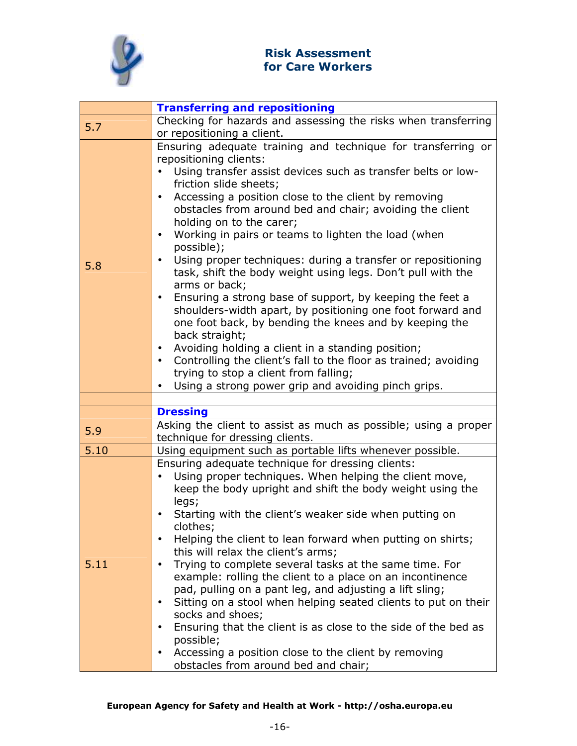| | **Transferring and repositioning** |
|---|---|
| 5.7 | Checking for hazards and assessing the risks when transferring or repositioning a client. |
| 5.8 | Ensuring adequate training and technique for transferring or repositioning clients:<br>• Using transfer assist devices such as transfer belts or low-friction slide sheets;<br>• Accessing a position close to the client by removing obstacles from around bed and chair; avoiding the client holding on to the carer;<br>• Working in pairs or teams to lighten the load (when possible);<br>• Using proper techniques: during a transfer or repositioning task, shift the body weight using legs. Don't pull with the arms or back;<br>• Ensuring a strong base of support, by keeping the feet a shoulders-width apart, by positioning one foot forward and one foot back, by bending the knees and by keeping the back straight;<br>• Avoiding holding a client in a standing position;<br>• Controlling the client's fall to the floor as trained; avoiding trying to stop a client from falling;<br>• Using a strong power grip and avoiding pinch grips. |
| | |
| | **Dressing** |
| 5.9 | Asking the client to assist as much as possible; using a proper technique for dressing clients. |
| 5.10 | Using equipment such as portable lifts whenever possible. |
| 5.11 | Ensuring adequate technique for dressing clients:<br>• Using proper techniques. When helping the client move, keep the body upright and shift the body weight using the legs;<br>• Starting with the client's weaker side when putting on clothes;<br>• Helping the client to lean forward when putting on shirts; this will relax the client's arms;<br>• Trying to complete several tasks at the same time. For example: rolling the client to a place on an incontinence pad, pulling on a pant leg, and adjusting a lift sling;<br>• Sitting on a stool when helping seated clients to put on their socks and shoes;<br>• Ensuring that the client is as close to the side of the bed as possible;<br>• Accessing a position close to the client by removing obstacles from around bed and chair; |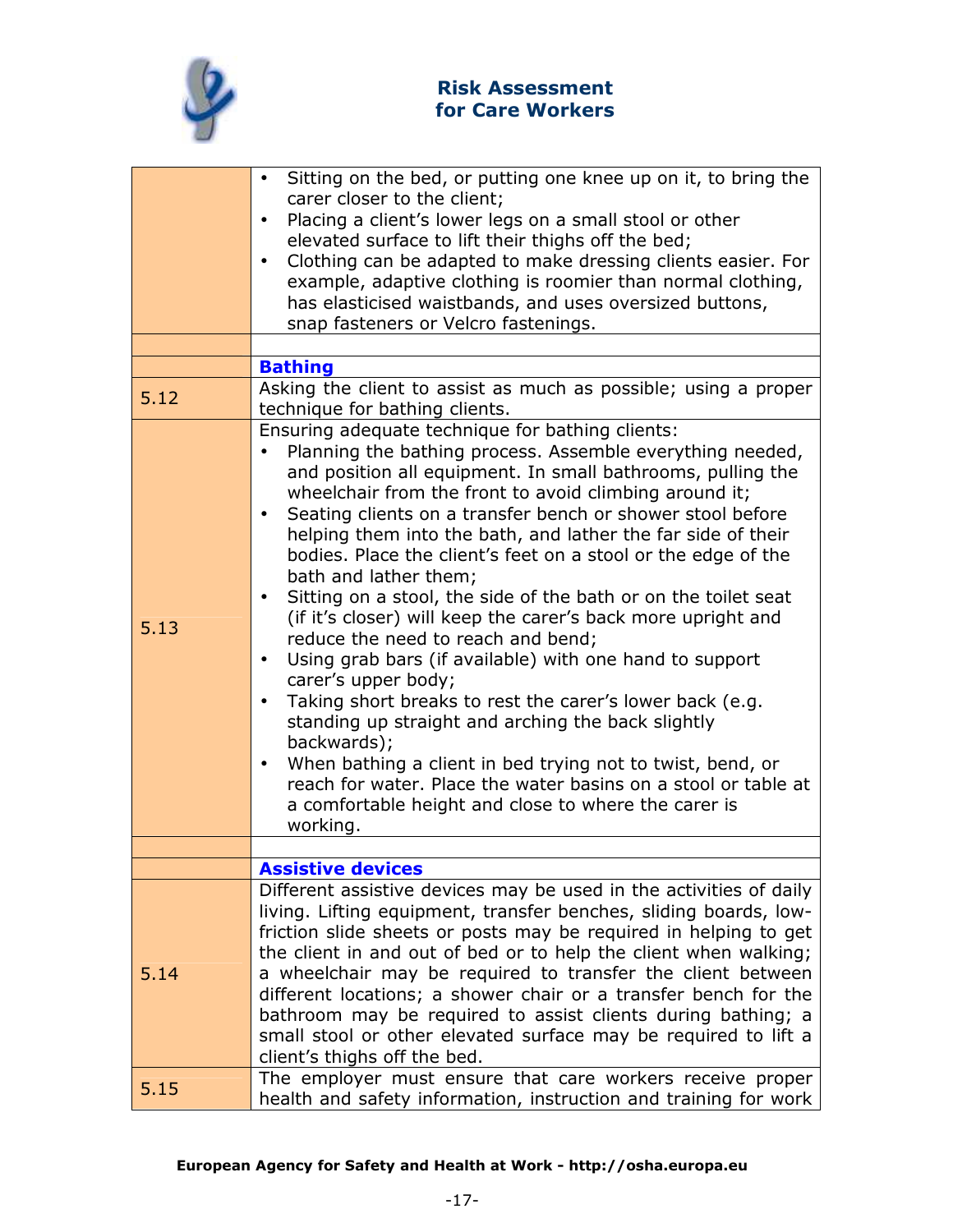| | |
|---|---|
| | • Sitting on the bed, or putting one knee up on it, to bring the carer closer to the client;<br>• Placing a client's lower legs on a small stool or other elevated surface to lift their thighs off the bed;<br>• Clothing can be adapted to make dressing clients easier. For example, adaptive clothing is roomier than normal clothing, has elasticised waistbands, and uses oversized buttons, snap fasteners or Velcro fastenings. |
| | |
| | **Bathing** |
| 5.12 | Asking the client to assist as much as possible; using a proper technique for bathing clients. |
| 5.13 | Ensuring adequate technique for bathing clients:<br>• Planning the bathing process. Assemble everything needed, and position all equipment. In small bathrooms, pulling the wheelchair from the front to avoid climbing around it;<br>• Seating clients on a transfer bench or shower stool before helping them into the bath, and lather the far side of their bodies. Place the client's feet on a stool or the edge of the bath and lather them;<br>• Sitting on a stool, the side of the bath or on the toilet seat (if it's closer) will keep the carer's back more upright and reduce the need to reach and bend;<br>• Using grab bars (if available) with one hand to support carer's upper body;<br>• Taking short breaks to rest the carer's lower back (e.g. standing up straight and arching the back slightly backwards);<br>• When bathing a client in bed trying not to twist, bend, or reach for water. Place the water basins on a stool or table at a comfortable height and close to where the carer is working. |
| | |
| | **Assistive devices** |
| 5.14 | Different assistive devices may be used in the activities of daily living. Lifting equipment, transfer benches, sliding boards, low-friction slide sheets or posts may be required in helping to get the client in and out of bed or to help the client when walking; a wheelchair may be required to transfer the client between different locations; a shower chair or a transfer bench for the bathroom may be required to assist clients during bathing; a small stool or other elevated surface may be required to lift a client's thighs off the bed. |
| 5.15 | The employer must ensure that care workers receive proper health and safety information, instruction and training for work |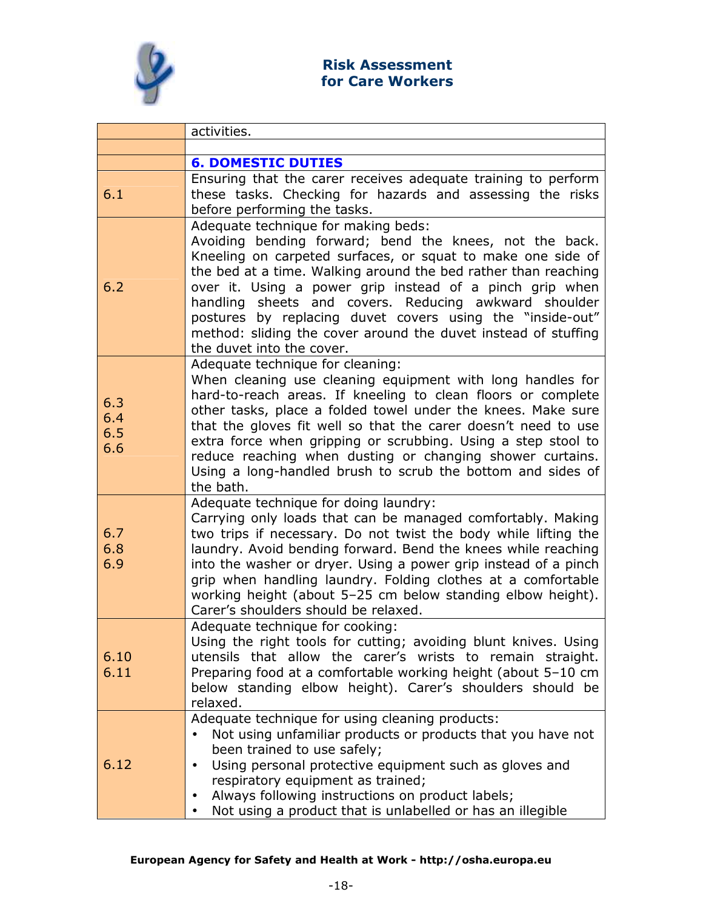| | |
|---|---|
| | activities. |
| | |
| | **6. DOMESTIC DUTIES** |
| 6.1 | Ensuring that the carer receives adequate training to perform these tasks. Checking for hazards and assessing the risks before performing the tasks. |
| 6.2 | Adequate technique for making beds:<br>Avoiding bending forward; bend the knees, not the back. Kneeling on carpeted surfaces, or squat to make one side of the bed at a time. Walking around the bed rather than reaching over it. Using a power grip instead of a pinch grip when handling sheets and covers. Reducing awkward shoulder postures by replacing duvet covers using the "inside-out" method: sliding the cover around the duvet instead of stuffing the duvet into the cover. |
| 6.3<br>6.4<br>6.5<br>6.6 | Adequate technique for cleaning:<br>When cleaning use cleaning equipment with long handles for hard-to-reach areas. If kneeling to clean floors or complete other tasks, place a folded towel under the knees. Make sure that the gloves fit well so that the carer doesn't need to use extra force when gripping or scrubbing. Using a step stool to reduce reaching when dusting or changing shower curtains. Using a long-handled brush to scrub the bottom and sides of the bath. |
| 6.7<br>6.8<br>6.9 | Adequate technique for doing laundry:<br>Carrying only loads that can be managed comfortably. Making two trips if necessary. Do not twist the body while lifting the laundry. Avoid bending forward. Bend the knees while reaching into the washer or dryer. Using a power grip instead of a pinch grip when handling laundry. Folding clothes at a comfortable working height (about 5–25 cm below standing elbow height). Carer's shoulders should be relaxed. |
| 6.10<br>6.11 | Adequate technique for cooking:<br>Using the right tools for cutting; avoiding blunt knives. Using utensils that allow the carer's wrists to remain straight. Preparing food at a comfortable working height (about 5–10 cm below standing elbow height). Carer's shoulders should be relaxed. |
| 6.12 | Adequate technique for using cleaning products:<br>• Not using unfamiliar products or products that you have not been trained to use safely;<br>• Using personal protective equipment such as gloves and respiratory equipment as trained;<br>• Always following instructions on product labels;<br>• Not using a product that is unlabelled or has an illegible |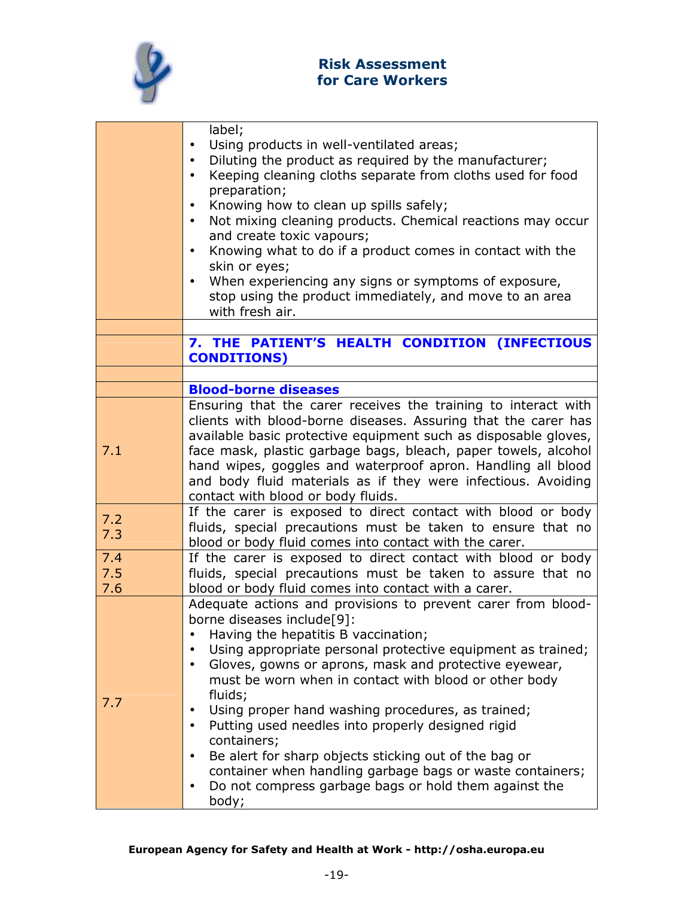| | |
|---|---|
| | label;<br>• Using products in well-ventilated areas;<br>• Diluting the product as required by the manufacturer;<br>• Keeping cleaning cloths separate from cloths used for food preparation;<br>• Knowing how to clean up spills safely;<br>• Not mixing cleaning products. Chemical reactions may occur and create toxic vapours;<br>• Knowing what to do if a product comes in contact with the skin or eyes;<br>• When experiencing any signs or symptoms of exposure, stop using the product immediately, and move to an area with fresh air. |
| | |
| | **7. THE PATIENT'S HEALTH CONDITION (INFECTIOUS CONDITIONS)** |
| | |
| | **Blood-borne diseases** |
| 7.1 | Ensuring that the carer receives the training to interact with clients with blood-borne diseases. Assuring that the carer has available basic protective equipment such as disposable gloves, face mask, plastic garbage bags, bleach, paper towels, alcohol hand wipes, goggles and waterproof apron. Handling all blood and body fluid materials as if they were infectious. Avoiding contact with blood or body fluids. |
| 7.2<br>7.3 | If the carer is exposed to direct contact with blood or body fluids, special precautions must be taken to ensure that no blood or body fluid comes into contact with the carer. |
| 7.4<br>7.5<br>7.6 | If the carer is exposed to direct contact with blood or body fluids, special precautions must be taken to assure that no blood or body fluid comes into contact with a carer. |
| 7.7 | Adequate actions and provisions to prevent carer from blood-borne diseases include[9]:<br>• Having the hepatitis B vaccination;<br>• Using appropriate personal protective equipment as trained;<br>• Gloves, gowns or aprons, mask and protective eyewear, must be worn when in contact with blood or other body fluids;<br>• Using proper hand washing procedures, as trained;<br>• Putting used needles into properly designed rigid containers;<br>• Be alert for sharp objects sticking out of the bag or container when handling garbage bags or waste containers;<br>• Do not compress garbage bags or hold them against the body; |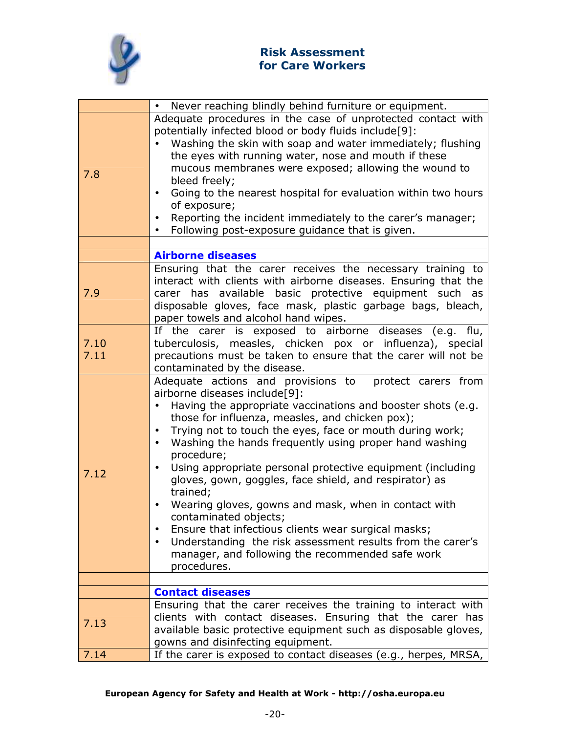| | |
|---|---|
| | • Never reaching blindly behind furniture or equipment. |
| 7.8 | Adequate procedures in the case of unprotected contact with potentially infected blood or body fluids include[9]:<br>• Washing the skin with soap and water immediately; flushing the eyes with running water, nose and mouth if these mucous membranes were exposed; allowing the wound to bleed freely;<br>• Going to the nearest hospital for evaluation within two hours of exposure;<br>• Reporting the incident immediately to the carer's manager;<br>• Following post-exposure guidance that is given. |
| | |
| | **Airborne diseases** |
| 7.9 | Ensuring that the carer receives the necessary training to interact with clients with airborne diseases. Ensuring that the carer has available basic protective equipment such as disposable gloves, face mask, plastic garbage bags, bleach, paper towels and alcohol hand wipes. |
| 7.10<br>7.11 | If the carer is exposed to airborne diseases (e.g. flu, tuberculosis, measles, chicken pox or influenza), special precautions must be taken to ensure that the carer will not be contaminated by the disease. |
| 7.12 | Adequate actions and provisions to protect carers from airborne diseases include[9]:<br>• Having the appropriate vaccinations and booster shots (e.g. those for influenza, measles, and chicken pox);<br>• Trying not to touch the eyes, face or mouth during work;<br>• Washing the hands frequently using proper hand washing procedure;<br>• Using appropriate personal protective equipment (including gloves, gown, goggles, face shield, and respirator) as trained;<br>• Wearing gloves, gowns and mask, when in contact with contaminated objects;<br>• Ensure that infectious clients wear surgical masks;<br>• Understanding the risk assessment results from the carer's manager, and following the recommended safe work procedures. |
| | |
| | **Contact diseases** |
| 7.13 | Ensuring that the carer receives the training to interact with clients with contact diseases. Ensuring that the carer has available basic protective equipment such as disposable gloves, gowns and disinfecting equipment. |
| 7.14 | If the carer is exposed to contact diseases (e.g., herpes, MRSA, |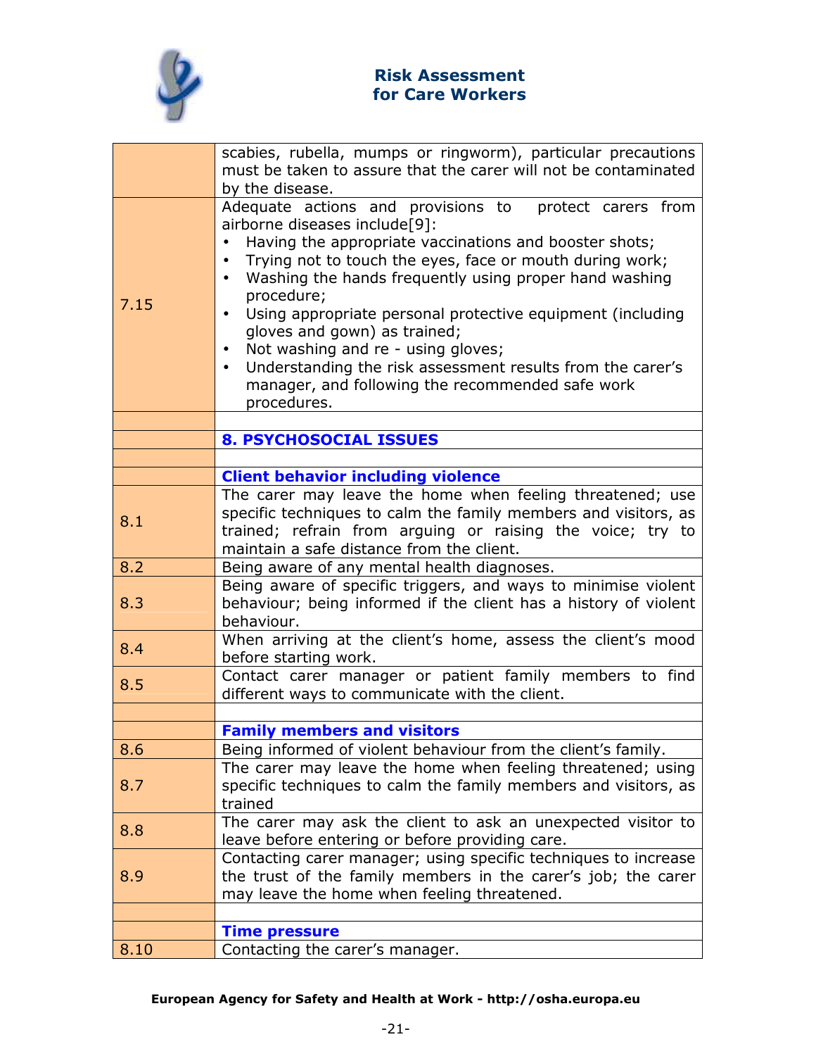| | |
|---|---|
| | scabies, rubella, mumps or ringworm), particular precautions must be taken to assure that the carer will not be contaminated by the disease. |
| 7.15 | Adequate actions and provisions to protect carers from airborne diseases include[9]: <br>• Having the appropriate vaccinations and booster shots; <br>• Trying not to touch the eyes, face or mouth during work; <br>• Washing the hands frequently using proper hand washing procedure; <br>• Using appropriate personal protective equipment (including gloves and gown) as trained; <br>• Not washing and re - using gloves; <br>• Understanding the risk assessment results from the carer's manager, and following the recommended safe work procedures. |
| | |
| | **8. PSYCHOSOCIAL ISSUES** |
| | |
| | **Client behavior including violence** |
| 8.1 | The carer may leave the home when feeling threatened; use specific techniques to calm the family members and visitors, as trained; refrain from arguing or raising the voice; try to maintain a safe distance from the client. |
| 8.2 | Being aware of any mental health diagnoses. |
| 8.3 | Being aware of specific triggers, and ways to minimise violent behaviour; being informed if the client has a history of violent behaviour. |
| 8.4 | When arriving at the client's home, assess the client's mood before starting work. |
| 8.5 | Contact carer manager or patient family members to find different ways to communicate with the client. |
| | |
| | **Family members and visitors** |
| 8.6 | Being informed of violent behaviour from the client's family. |
| 8.7 | The carer may leave the home when feeling threatened; using specific techniques to calm the family members and visitors, as trained |
| 8.8 | The carer may ask the client to ask an unexpected visitor to leave before entering or before providing care. |
| 8.9 | Contacting carer manager; using specific techniques to increase the trust of the family members in the carer's job; the carer may leave the home when feeling threatened. |
| | |
| | **Time pressure** |
| 8.10 | Contacting the carer's manager. |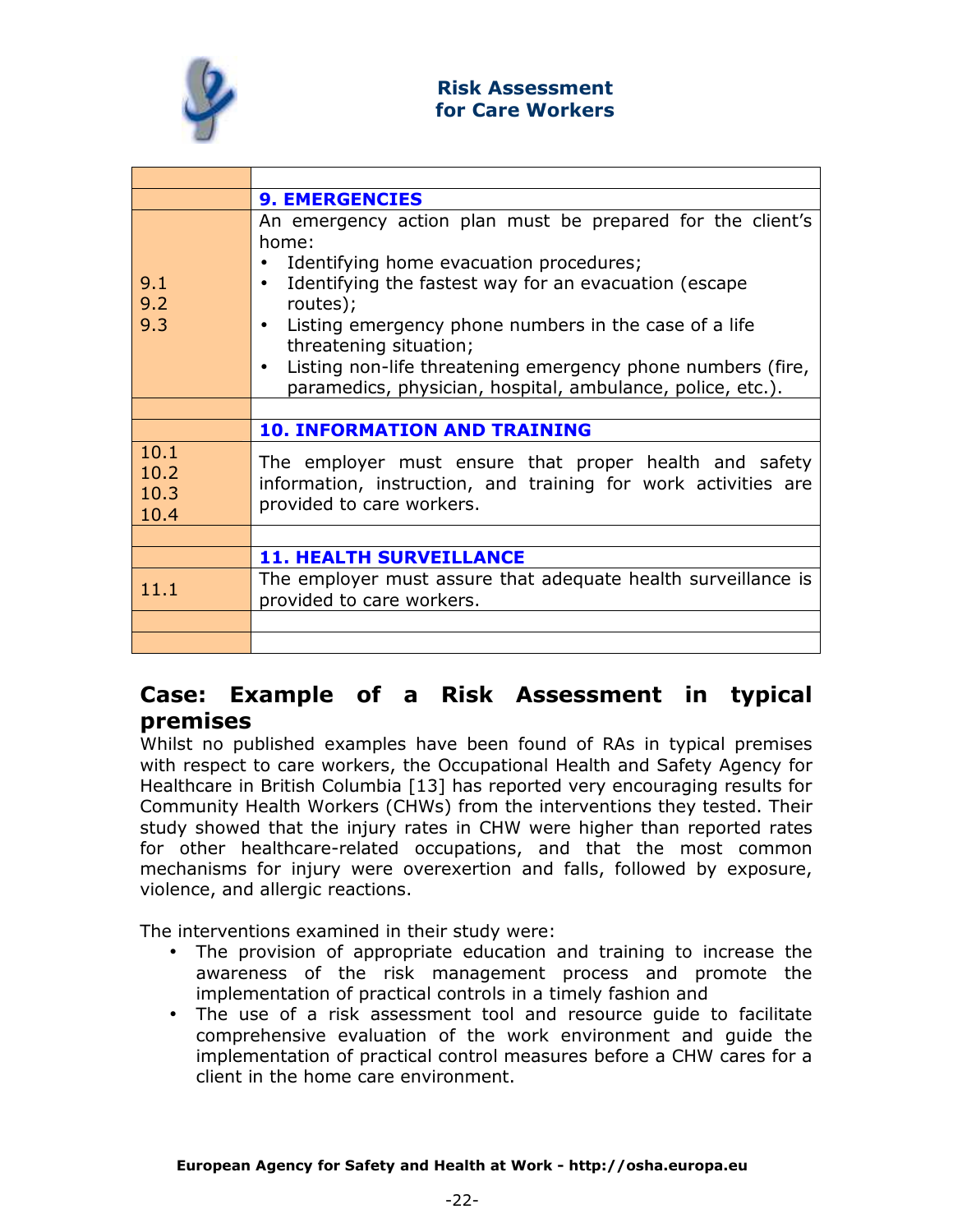| | |
|---|---|
| | **9. EMERGENCIES** |
| 9.1<br>9.2<br>9.3 | An emergency action plan must be prepared for the client's home:<br>• Identifying home evacuation procedures;<br>• Identifying the fastest way for an evacuation (escape routes);<br>• Listing emergency phone numbers in the case of a life threatening situation;<br>• Listing non-life threatening emergency phone numbers (fire, paramedics, physician, hospital, ambulance, police, etc.). |
| | |
| | **10. INFORMATION AND TRAINING** |
| 10.1<br>10.2<br>10.3<br>10.4 | The employer must ensure that proper health and safety information, instruction, and training for work activities are provided to care workers. |
| | |
| | **11. HEALTH SURVEILLANCE** |
| 11.1 | The employer must assure that adequate health surveillance is provided to care workers. |
| | |
| | |

## Case: Example of a Risk Assessment in typical premises

Whilst no published examples have been found of RAs in typical premises with respect to care workers, the Occupational Health and Safety Agency for Healthcare in British Columbia [13] has reported very encouraging results for Community Health Workers (CHWs) from the interventions they tested. Their study showed that the injury rates in CHW were higher than reported rates for other healthcare-related occupations, and that the most common mechanisms for injury were overexertion and falls, followed by exposure, violence, and allergic reactions.

The interventions examined in their study were:

- The provision of appropriate education and training to increase the awareness of the risk management process and promote the implementation of practical controls in a timely fashion and
- The use of a risk assessment tool and resource guide to facilitate comprehensive evaluation of the work environment and guide the implementation of practical control measures before a CHW cares for a client in the home care environment.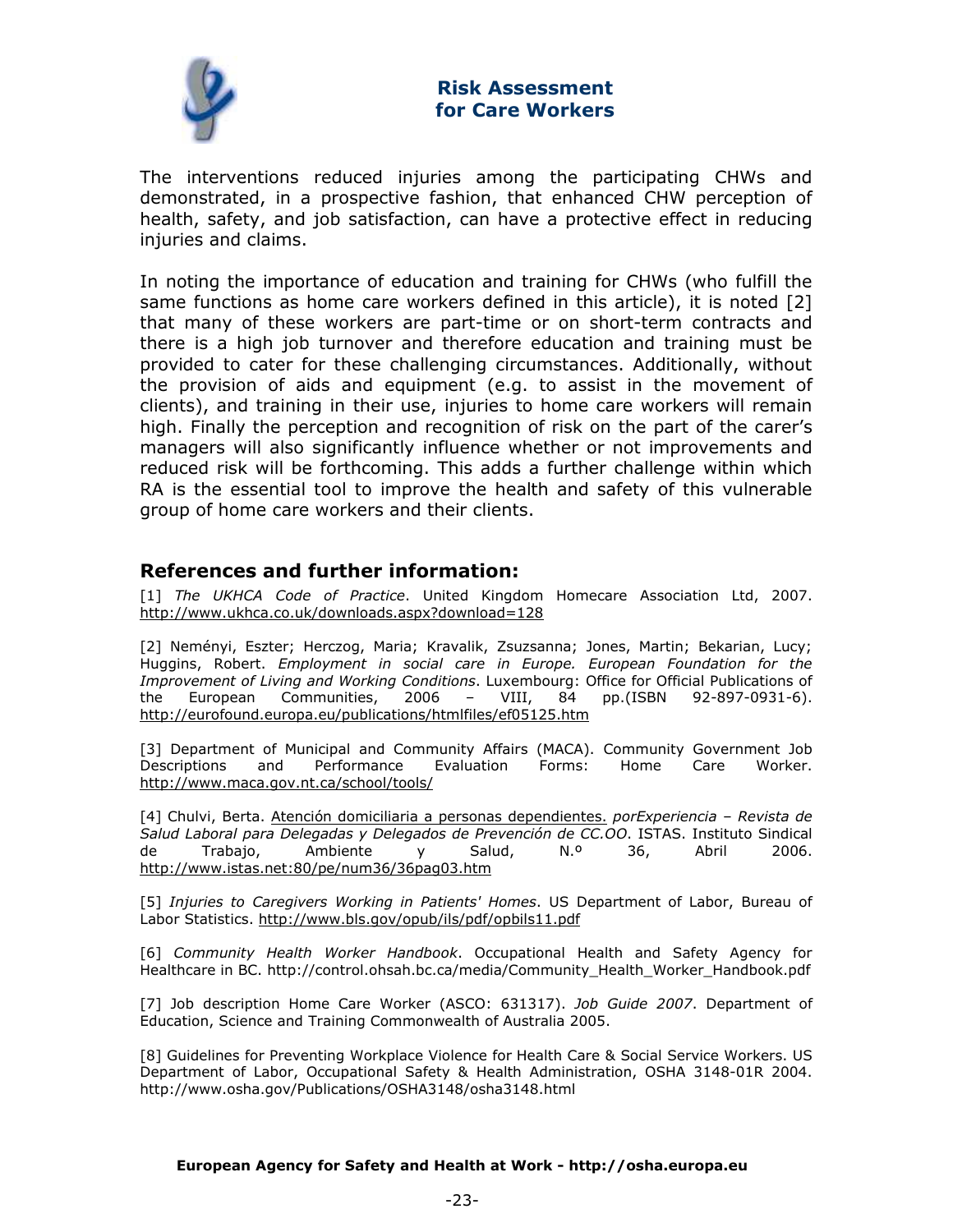The interventions reduced injuries among the participating CHWs and demonstrated, in a prospective fashion, that enhanced CHW perception of health, safety, and job satisfaction, can have a protective effect in reducing injuries and claims.

In noting the importance of education and training for CHWs (who fulfill the same functions as home care workers defined in this article), it is noted [2] that many of these workers are part-time or on short-term contracts and there is a high job turnover and therefore education and training must be provided to cater for these challenging circumstances. Additionally, without the provision of aids and equipment (e.g. to assist in the movement of clients), and training in their use, injuries to home care workers will remain high. Finally the perception and recognition of risk on the part of the carer's managers will also significantly influence whether or not improvements and reduced risk will be forthcoming. This adds a further challenge within which RA is the essential tool to improve the health and safety of this vulnerable group of home care workers and their clients.

## References and further information:

[1] *The UKHCA Code of Practice*. United Kingdom Homecare Association Ltd, 2007. http://www.ukhca.co.uk/downloads.aspx?download=128

[2] Neményi, Eszter; Herczog, Maria; Kravalik, Zsuzsanna; Jones, Martin; Bekarian, Lucy; Huggins, Robert. *Employment in social care in Europe. European Foundation for the Improvement of Living and Working Conditions*. Luxembourg: Office for Official Publications of the European Communities, 2006 – VIII, 84 pp.(ISBN 92-897-0931-6). http://eurofound.europa.eu/publications/htmlfiles/ef05125.htm

[3] Department of Municipal and Community Affairs (MACA). Community Government Job Descriptions and Performance Evaluation Forms: Home Care Worker. http://www.maca.gov.nt.ca/school/tools/

[4] Chulvi, Berta. Atención domiciliaria a personas dependientes. *porExperiencia – Revista de Salud Laboral para Delegadas y Delegados de Prevención de CC.OO*. ISTAS. Instituto Sindical de Trabajo, Ambiente y Salud, N.º 36, Abril 2006. http://www.istas.net:80/pe/num36/36pag03.htm

[5] *Injuries to Caregivers Working in Patients' Homes*. US Department of Labor, Bureau of Labor Statistics. http://www.bls.gov/opub/ils/pdf/opbils11.pdf

[6] *Community Health Worker Handbook*. Occupational Health and Safety Agency for Healthcare in BC. http://control.ohsah.bc.ca/media/Community_Health_Worker_Handbook.pdf

[7] Job description Home Care Worker (ASCO: 631317). *Job Guide 2007*. Department of Education, Science and Training Commonwealth of Australia 2005.

[8] Guidelines for Preventing Workplace Violence for Health Care & Social Service Workers. US Department of Labor, Occupational Safety & Health Administration, OSHA 3148-01R 2004. http://www.osha.gov/Publications/OSHA3148/osha3148.html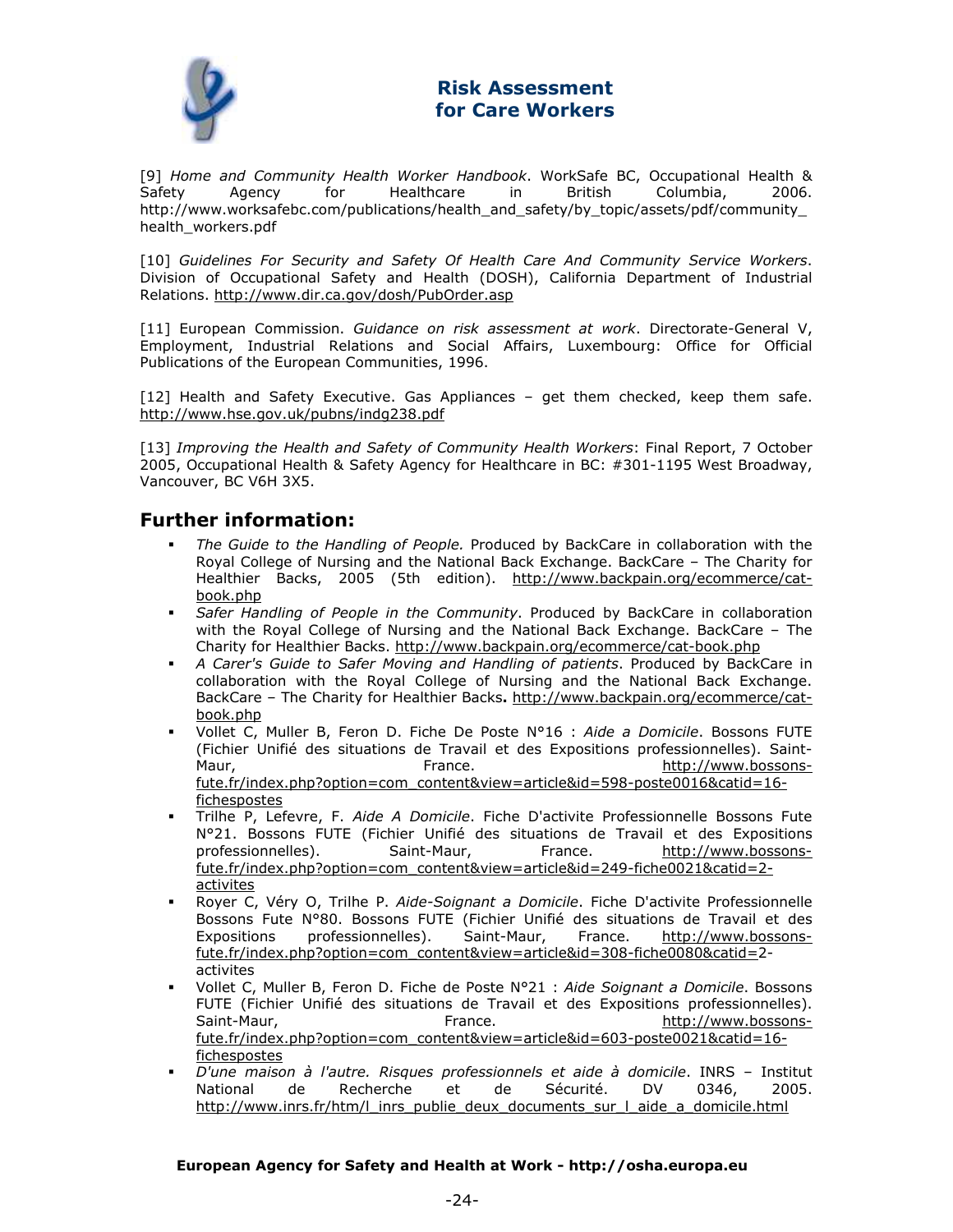[9] *Home and Community Health Worker Handbook*. WorkSafe BC, Occupational Health & Safety Agency for Healthcare in British Columbia, 2006. http://www.worksafebc.com/publications/health_and_safety/by_topic/assets/pdf/community_health_workers.pdf

[10] *Guidelines For Security and Safety Of Health Care And Community Service Workers*. Division of Occupational Safety and Health (DOSH), California Department of Industrial Relations. http://www.dir.ca.gov/dosh/PubOrder.asp

[11] European Commission. *Guidance on risk assessment at work*. Directorate-General V, Employment, Industrial Relations and Social Affairs, Luxembourg: Office for Official Publications of the European Communities, 1996.

[12] Health and Safety Executive. Gas Appliances – get them checked, keep them safe. http://www.hse.gov.uk/pubns/indg238.pdf

[13] *Improving the Health and Safety of Community Health Workers*: Final Report, 7 October 2005, Occupational Health & Safety Agency for Healthcare in BC: #301-1195 West Broadway, Vancouver, BC V6H 3X5.

## Further information:

- *The Guide to the Handling of People.* Produced by BackCare in collaboration with the Royal College of Nursing and the National Back Exchange. BackCare – The Charity for Healthier Backs, 2005 (5th edition). http://www.backpain.org/ecommerce/cat-book.php
- *Safer Handling of People in the Community*. Produced by BackCare in collaboration with the Royal College of Nursing and the National Back Exchange. BackCare – The Charity for Healthier Backs. http://www.backpain.org/ecommerce/cat-book.php
- *A Carer's Guide to Safer Moving and Handling of patients*. Produced by BackCare in collaboration with the Royal College of Nursing and the National Back Exchange. BackCare – The Charity for Healthier Backs**.** http://www.backpain.org/ecommerce/cat-book.php
- Vollet C, Muller B, Feron D. Fiche De Poste N°16 : *Aide a Domicile*. Bossons FUTE (Fichier Unifié des situations de Travail et des Expositions professionnelles). Saint-Maur, France. http://www.bossons-fute.fr/index.php?option=com_content&view=article&id=598-poste0016&catid=16-fichespostes
- Trilhe P, Lefevre, F. *Aide A Domicile*. Fiche D'activite Professionnelle Bossons Fute N°21. Bossons FUTE (Fichier Unifié des situations de Travail et des Expositions professionnelles). Saint-Maur, France. http://www.bossons-fute.fr/index.php?option=com_content&view=article&id=249-fiche0021&catid=2-activites
- Royer C, Véry O, Trilhe P. *Aide-Soignant a Domicile*. Fiche D'activite Professionnelle Bossons Fute N°80. Bossons FUTE (Fichier Unifié des situations de Travail et des Expositions professionnelles). Saint-Maur, France. http://www.bossons-fute.fr/index.php?option=com_content&view=article&id=308-fiche0080&catid=2-activites
- Vollet C, Muller B, Feron D. Fiche de Poste N°21 : *Aide Soignant a Domicile*. Bossons FUTE (Fichier Unifié des situations de Travail et des Expositions professionnelles). Saint-Maur, France. http://www.bossons-fute.fr/index.php?option=com_content&view=article&id=603-poste0021&catid=16-fichespostes
- *D'une maison à l'autre. Risques professionnels et aide à domicile*. INRS – Institut National de Recherche et de Sécurité. DV 0346, 2005. http://www.inrs.fr/htm/l_inrs_publie_deux_documents_sur_l_aide_a_domicile.html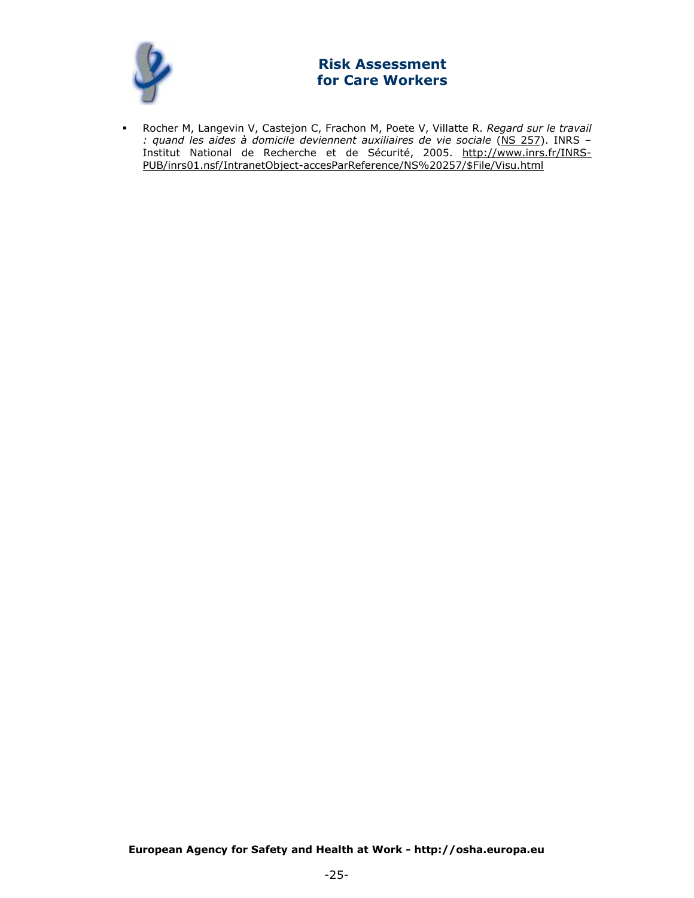- Rocher M, Langevin V, Castejon C, Frachon M, Poete V, Villatte R. *Regard sur le travail : quand les aides à domicile deviennent auxiliaires de vie sociale* (NS 257). INRS – Institut National de Recherche et de Sécurité, 2005. http://www.inrs.fr/INRS-PUB/inrs01.nsf/IntranetObject-accesParReference/NS%20257/$File/Visu.html